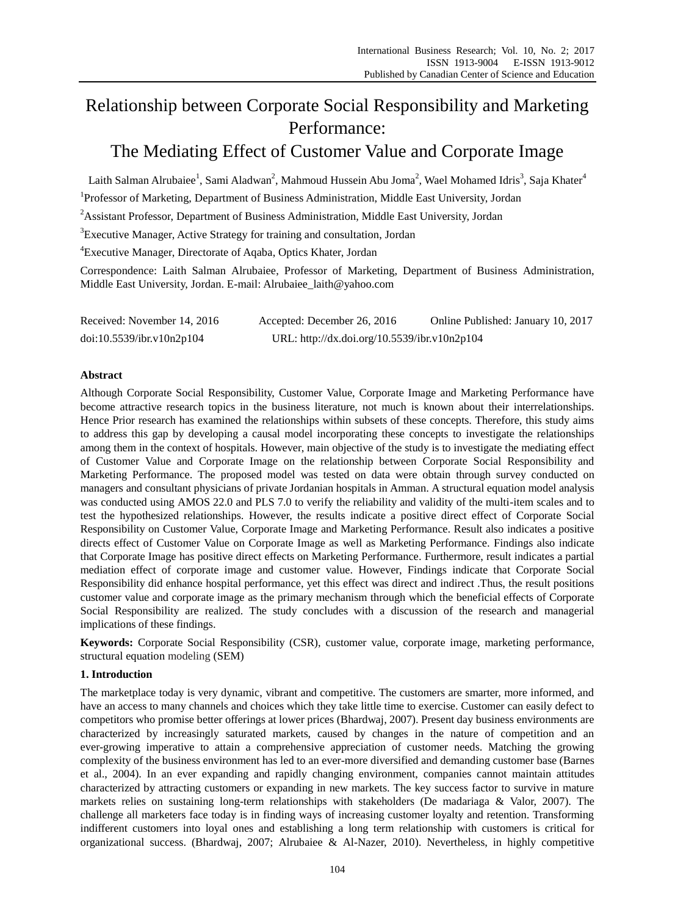# Relationship between Corporate Social Responsibility and Marketing Performance: The Mediating Effect of Customer Value and Corporate Image

Laith Salman Alrubaiee[1], Sami Aladwan[2], Mahmoud Hussein Abu Joma[2], Wael Mohamed Idris[3], Saja Khater[4]

[1]Professor of Marketing, Department of Business Administration, Middle East University, Jordan

[2]Assistant Professor, Department of Business Administration, Middle East University, Jordan

[3]Executive Manager, Active Strategy for training and consultation, Jordan

[4]Executive Manager, Directorate of Aqaba, Optics Khater, Jordan

Correspondence: Laith Salman Alrubaiee, Professor of Marketing, Department of Business Administration, Middle East University, Jordan. E-mail: Alrubaiee_laith@yahoo.com

Received: November 14, 2016 Accepted: December 26, 2016 Online Published: January 10, 2017

doi:10.5539/ibr.v10n2p104 URL: http://dx.doi.org/10.5539/ibr.v10n2p104

## Abstract

Although Corporate Social Responsibility, Customer Value, Corporate Image and Marketing Performance have become attractive research topics in the business literature, not much is known about their interrelationships. Hence Prior research has examined the relationships within subsets of these concepts. Therefore, this study aims to address this gap by developing a causal model incorporating these concepts to investigate the relationships among them in the context of hospitals. However, main objective of the study is to investigate the mediating effect of Customer Value and Corporate Image on the relationship between Corporate Social Responsibility and Marketing Performance. The proposed model was tested on data were obtain through survey conducted on managers and consultant physicians of private Jordanian hospitals in Amman. A structural equation model analysis was conducted using AMOS 22.0 and PLS 7.0 to verify the reliability and validity of the multi-item scales and to test the hypothesized relationships. However, the results indicate a positive direct effect of Corporate Social Responsibility on Customer Value, Corporate Image and Marketing Performance. Result also indicates a positive directs effect of Customer Value on Corporate Image as well as Marketing Performance. Findings also indicate that Corporate Image has positive direct effects on Marketing Performance. Furthermore, result indicates a partial mediation effect of corporate image and customer value. However, Findings indicate that Corporate Social Responsibility did enhance hospital performance, yet this effect was direct and indirect .Thus, the result positions customer value and corporate image as the primary mechanism through which the beneficial effects of Corporate Social Responsibility are realized. The study concludes with a discussion of the research and managerial implications of these findings.

**Keywords:** Corporate Social Responsibility (CSR), customer value, corporate image, marketing performance, structural equation modeling (SEM)

## 1. Introduction

The marketplace today is very dynamic, vibrant and competitive. The customers are smarter, more informed, and have an access to many channels and choices which they take little time to exercise. Customer can easily defect to competitors who promise better offerings at lower prices (Bhardwaj, 2007). Present day business environments are characterized by increasingly saturated markets, caused by changes in the nature of competition and an ever-growing imperative to attain a comprehensive appreciation of customer needs. Matching the growing complexity of the business environment has led to an ever-more diversified and demanding customer base (Barnes et al., 2004). In an ever expanding and rapidly changing environment, companies cannot maintain attitudes characterized by attracting customers or expanding in new markets. The key success factor to survive in mature markets relies on sustaining long-term relationships with stakeholders (De madariaga & Valor, 2007). The challenge all marketers face today is in finding ways of increasing customer loyalty and retention. Transforming indifferent customers into loyal ones and establishing a long term relationship with customers is critical for organizational success. (Bhardwaj, 2007; Alrubaiee & Al-Nazer, 2010). Nevertheless, in highly competitive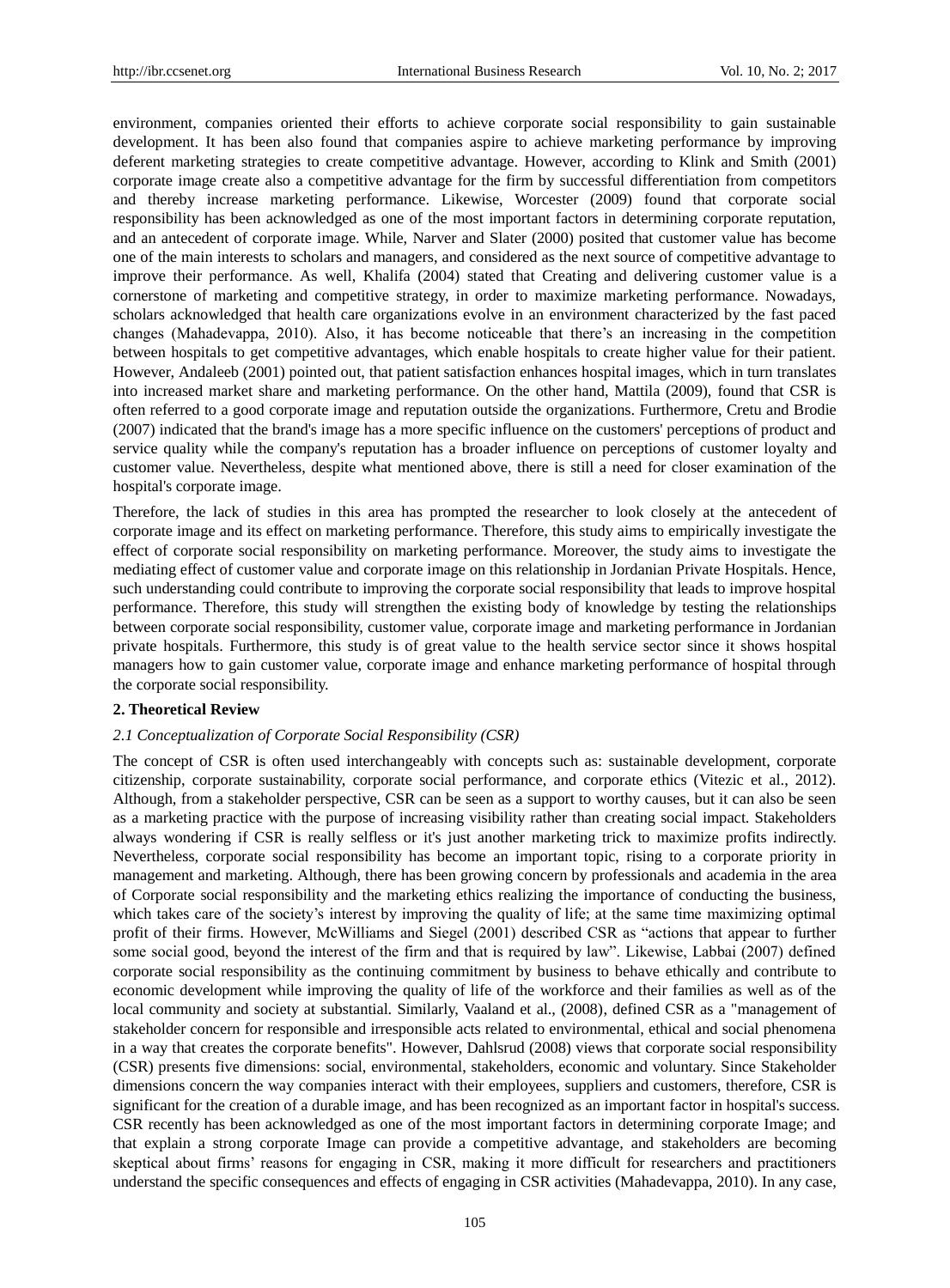environment, companies oriented their efforts to achieve corporate social responsibility to gain sustainable development. It has been also found that companies aspire to achieve marketing performance by improving deferent marketing strategies to create competitive advantage. However, according to Klink and Smith (2001) corporate image create also a competitive advantage for the firm by successful differentiation from competitors and thereby increase marketing performance. Likewise, Worcester (2009) found that corporate social responsibility has been acknowledged as one of the most important factors in determining corporate reputation, and an antecedent of corporate image. While, Narver and Slater (2000) posited that customer value has become one of the main interests to scholars and managers, and considered as the next source of competitive advantage to improve their performance. As well, Khalifa (2004) stated that Creating and delivering customer value is a cornerstone of marketing and competitive strategy, in order to maximize marketing performance. Nowadays, scholars acknowledged that health care organizations evolve in an environment characterized by the fast paced changes (Mahadevappa, 2010). Also, it has become noticeable that there's an increasing in the competition between hospitals to get competitive advantages, which enable hospitals to create higher value for their patient. However, Andaleeb (2001) pointed out, that patient satisfaction enhances hospital images, which in turn translates into increased market share and marketing performance. On the other hand, Mattila (2009), found that CSR is often referred to a good corporate image and reputation outside the organizations. Furthermore, Cretu and Brodie (2007) indicated that the brand's image has a more specific influence on the customers' perceptions of product and service quality while the company's reputation has a broader influence on perceptions of customer loyalty and customer value. Nevertheless, despite what mentioned above, there is still a need for closer examination of the hospital's corporate image.

Therefore, the lack of studies in this area has prompted the researcher to look closely at the antecedent of corporate image and its effect on marketing performance. Therefore, this study aims to empirically investigate the effect of corporate social responsibility on marketing performance. Moreover, the study aims to investigate the mediating effect of customer value and corporate image on this relationship in Jordanian Private Hospitals. Hence, such understanding could contribute to improving the corporate social responsibility that leads to improve hospital performance. Therefore, this study will strengthen the existing body of knowledge by testing the relationships between corporate social responsibility, customer value, corporate image and marketing performance in Jordanian private hospitals. Furthermore, this study is of great value to the health service sector since it shows hospital managers how to gain customer value, corporate image and enhance marketing performance of hospital through the corporate social responsibility.

## 2. Theoretical Review

### *2.1 Conceptualization of Corporate Social Responsibility (CSR)*

The concept of CSR is often used interchangeably with concepts such as: sustainable development, corporate citizenship, corporate sustainability, corporate social performance, and corporate ethics (Vitezic et al., 2012). Although, from a stakeholder perspective, CSR can be seen as a support to worthy causes, but it can also be seen as a marketing practice with the purpose of increasing visibility rather than creating social impact. Stakeholders always wondering if CSR is really selfless or it's just another marketing trick to maximize profits indirectly. Nevertheless, corporate social responsibility has become an important topic, rising to a corporate priority in management and marketing. Although, there has been growing concern by professionals and academia in the area of Corporate social responsibility and the marketing ethics realizing the importance of conducting the business, which takes care of the society's interest by improving the quality of life; at the same time maximizing optimal profit of their firms. However, McWilliams and Siegel (2001) described CSR as "actions that appear to further some social good, beyond the interest of the firm and that is required by law". Likewise, Labbai (2007) defined corporate social responsibility as the continuing commitment by business to behave ethically and contribute to economic development while improving the quality of life of the workforce and their families as well as of the local community and society at substantial. Similarly, Vaaland et al., (2008), defined CSR as a "management of stakeholder concern for responsible and irresponsible acts related to environmental, ethical and social phenomena in a way that creates the corporate benefits". However, Dahlsrud (2008) views that corporate social responsibility (CSR) presents five dimensions: social, environmental, stakeholders, economic and voluntary. Since Stakeholder dimensions concern the way companies interact with their employees, suppliers and customers, therefore, CSR is significant for the creation of a durable image, and has been recognized as an important factor in hospital's success. CSR recently has been acknowledged as one of the most important factors in determining corporate Image; and that explain a strong corporate Image can provide a competitive advantage, and stakeholders are becoming skeptical about firms' reasons for engaging in CSR, making it more difficult for researchers and practitioners understand the specific consequences and effects of engaging in CSR activities (Mahadevappa, 2010). In any case,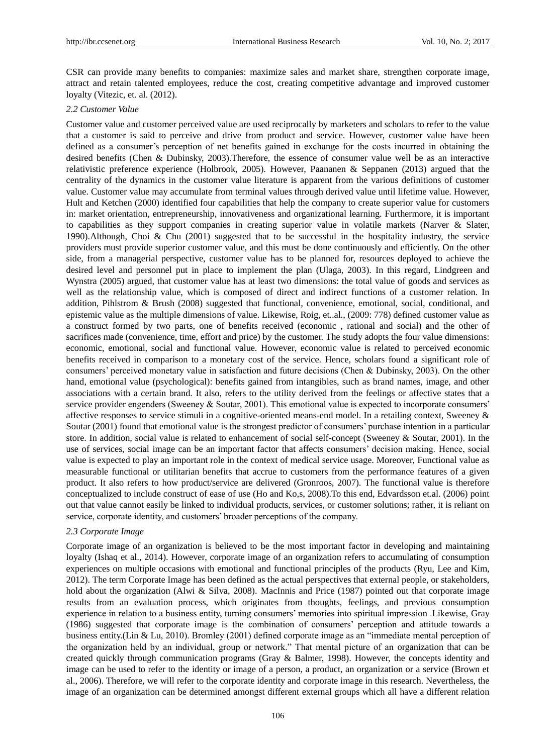CSR can provide many benefits to companies: maximize sales and market share, strengthen corporate image, attract and retain talented employees, reduce the cost, creating competitive advantage and improved customer loyalty (Vitezic, et. al. (2012).

### *2.2 Customer Value*

Customer value and customer perceived value are used reciprocally by marketers and scholars to refer to the value that a customer is said to perceive and drive from product and service. However, customer value have been defined as a consumer's perception of net benefits gained in exchange for the costs incurred in obtaining the desired benefits (Chen & Dubinsky, 2003).Therefore, the essence of consumer value well be as an interactive relativistic preference experience (Holbrook, 2005). However, Paananen & Seppanen (2013) argued that the centrality of the dynamics in the customer value literature is apparent from the various definitions of customer value. Customer value may accumulate from terminal values through derived value until lifetime value. However, Hult and Ketchen (2000) identified four capabilities that help the company to create superior value for customers in: market orientation, entrepreneurship, innovativeness and organizational learning. Furthermore, it is important to capabilities as they support companies in creating superior value in volatile markets (Narver & Slater, 1990).Although, Choi & Chu (2001) suggested that to be successful in the hospitality industry, the service providers must provide superior customer value, and this must be done continuously and efficiently. On the other side, from a managerial perspective, customer value has to be planned for, resources deployed to achieve the desired level and personnel put in place to implement the plan (Ulaga, 2003). In this regard, Lindgreen and Wynstra (2005) argued, that customer value has at least two dimensions: the total value of goods and services as well as the relationship value, which is composed of direct and indirect functions of a customer relation. In addition, Pihlstrom & Brush (2008) suggested that functional, convenience, emotional, social, conditional, and epistemic value as the multiple dimensions of value. Likewise, Roig, et..al., (2009: 778) defined customer value as a construct formed by two parts, one of benefits received (economic , rational and social) and the other of sacrifices made (convenience, time, effort and price) by the customer. The study adopts the four value dimensions: economic, emotional, social and functional value. However, economic value is related to perceived economic benefits received in comparison to a monetary cost of the service. Hence, scholars found a significant role of consumers' perceived monetary value in satisfaction and future decisions (Chen & Dubinsky, 2003). On the other hand, emotional value (psychological): benefits gained from intangibles, such as brand names, image, and other associations with a certain brand. It also, refers to the utility derived from the feelings or affective states that a service provider engenders (Sweeney & Soutar, 2001). This emotional value is expected to incorporate consumers' affective responses to service stimuli in a cognitive-oriented means-end model. In a retailing context, Sweeney & Soutar (2001) found that emotional value is the strongest predictor of consumers' purchase intention in a particular store. In addition, social value is related to enhancement of social self-concept (Sweeney & Soutar, 2001). In the use of services, social image can be an important factor that affects consumers' decision making. Hence, social value is expected to play an important role in the context of medical service usage. Moreover, Functional value as measurable functional or utilitarian benefits that accrue to customers from the performance features of a given product. It also refers to how product/service are delivered (Gronroos, 2007). The functional value is therefore conceptualized to include construct of ease of use (Ho and Ko,s, 2008).To this end, Edvardsson et.al. (2006) point out that value cannot easily be linked to individual products, services, or customer solutions; rather, it is reliant on service, corporate identity, and customers' broader perceptions of the company.

### *2.3 Corporate Image*

Corporate image of an organization is believed to be the most important factor in developing and maintaining loyalty (Ishaq et al., 2014). However, corporate image of an organization refers to accumulating of consumption experiences on multiple occasions with emotional and functional principles of the products (Ryu, Lee and Kim, 2012). The term Corporate Image has been defined as the actual perspectives that external people, or stakeholders, hold about the organization (Alwi & Silva, 2008). MacInnis and Price (1987) pointed out that corporate image results from an evaluation process, which originates from thoughts, feelings, and previous consumption experience in relation to a business entity, turning consumers' memories into spiritual impression .Likewise, Gray (1986) suggested that corporate image is the combination of consumers' perception and attitude towards a business entity.(Lin & Lu, 2010). Bromley (2001) defined corporate image as an "immediate mental perception of the organization held by an individual, group or network." That mental picture of an organization that can be created quickly through communication programs (Gray & Balmer, 1998). However, the concepts identity and image can be used to refer to the identity or image of a person, a product, an organization or a service (Brown et al., 2006). Therefore, we will refer to the corporate identity and corporate image in this research. Nevertheless, the image of an organization can be determined amongst different external groups which all have a different relation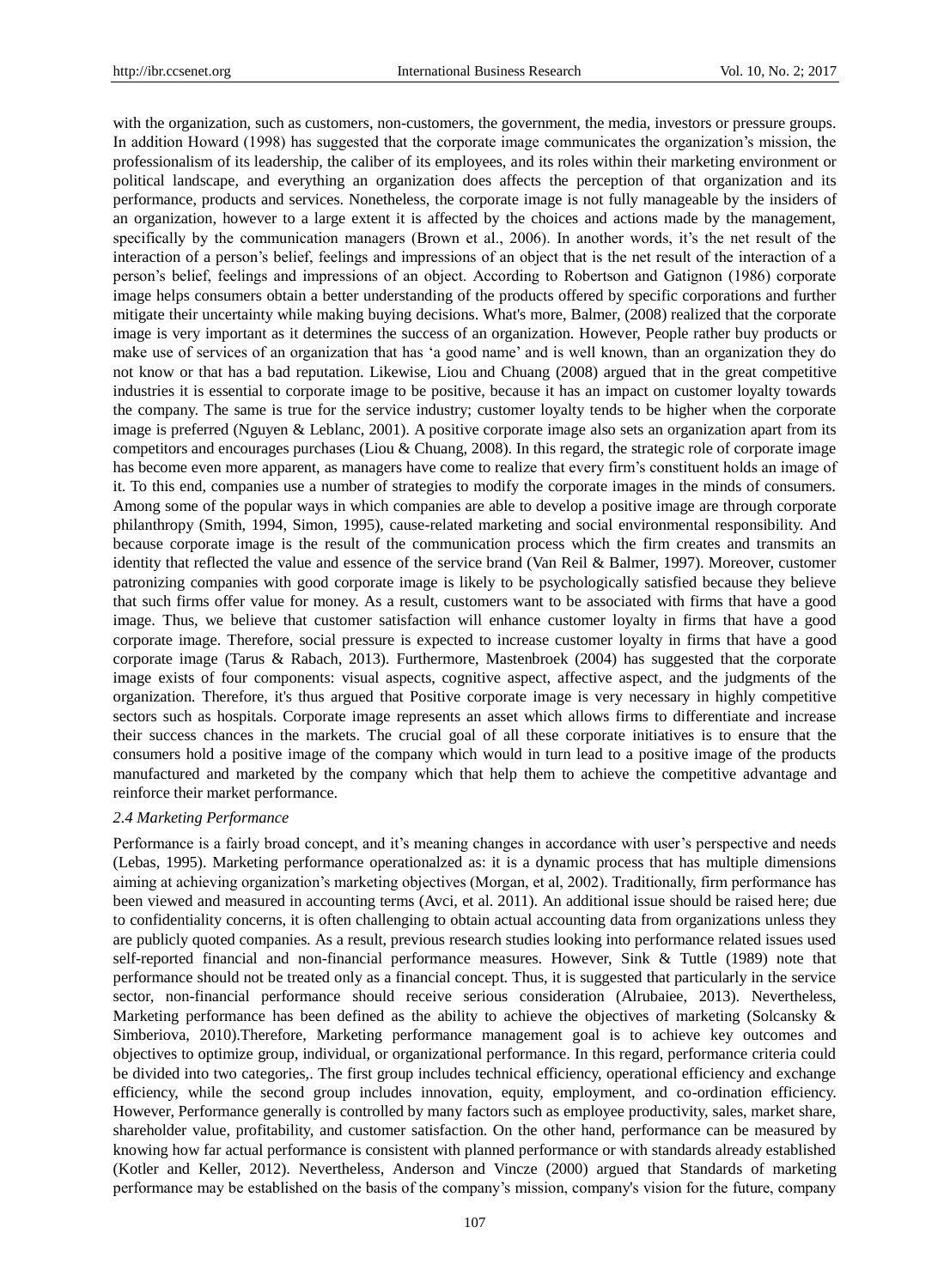with the organization, such as customers, non-customers, the government, the media, investors or pressure groups. In addition Howard (1998) has suggested that the corporate image communicates the organization's mission, the professionalism of its leadership, the caliber of its employees, and its roles within their marketing environment or political landscape, and everything an organization does affects the perception of that organization and its performance, products and services. Nonetheless, the corporate image is not fully manageable by the insiders of an organization, however to a large extent it is affected by the choices and actions made by the management, specifically by the communication managers (Brown et al., 2006). In another words, it's the net result of the interaction of a person's belief, feelings and impressions of an object that is the net result of the interaction of a person's belief, feelings and impressions of an object. According to Robertson and Gatignon (1986) corporate image helps consumers obtain a better understanding of the products offered by specific corporations and further mitigate their uncertainty while making buying decisions. What's more, Balmer, (2008) realized that the corporate image is very important as it determines the success of an organization. However, People rather buy products or make use of services of an organization that has 'a good name' and is well known, than an organization they do not know or that has a bad reputation. Likewise, Liou and Chuang (2008) argued that in the great competitive industries it is essential to corporate image to be positive, because it has an impact on customer loyalty towards the company. The same is true for the service industry; customer loyalty tends to be higher when the corporate image is preferred (Nguyen & Leblanc, 2001). A positive corporate image also sets an organization apart from its competitors and encourages purchases (Liou & Chuang, 2008). In this regard, the strategic role of corporate image has become even more apparent, as managers have come to realize that every firm's constituent holds an image of it. To this end, companies use a number of strategies to modify the corporate images in the minds of consumers. Among some of the popular ways in which companies are able to develop a positive image are through corporate philanthropy (Smith, 1994, Simon, 1995), cause-related marketing and social environmental responsibility. And because corporate image is the result of the communication process which the firm creates and transmits an identity that reflected the value and essence of the service brand (Van Reil & Balmer, 1997). Moreover, customer patronizing companies with good corporate image is likely to be psychologically satisfied because they believe that such firms offer value for money. As a result, customers want to be associated with firms that have a good image. Thus, we believe that customer satisfaction will enhance customer loyalty in firms that have a good corporate image. Therefore, social pressure is expected to increase customer loyalty in firms that have a good corporate image (Tarus & Rabach, 2013). Furthermore, Mastenbroek (2004) has suggested that the corporate image exists of four components: visual aspects, cognitive aspect, affective aspect, and the judgments of the organization. Therefore, it's thus argued that Positive corporate image is very necessary in highly competitive sectors such as hospitals. Corporate image represents an asset which allows firms to differentiate and increase their success chances in the markets. The crucial goal of all these corporate initiatives is to ensure that the consumers hold a positive image of the company which would in turn lead to a positive image of the products manufactured and marketed by the company which that help them to achieve the competitive advantage and reinforce their market performance.

### *2.4 Marketing Performance*

Performance is a fairly broad concept, and it's meaning changes in accordance with user's perspective and needs (Lebas, 1995). Marketing performance operationalzed as: it is a dynamic process that has multiple dimensions aiming at achieving organization's marketing objectives (Morgan, et al, 2002). Traditionally, firm performance has been viewed and measured in accounting terms (Avci, et al. 2011). An additional issue should be raised here; due to confidentiality concerns, it is often challenging to obtain actual accounting data from organizations unless they are publicly quoted companies. As a result, previous research studies looking into performance related issues used self-reported financial and non-financial performance measures. However, Sink & Tuttle (1989) note that performance should not be treated only as a financial concept. Thus, it is suggested that particularly in the service sector, non-financial performance should receive serious consideration (Alrubaiee, 2013). Nevertheless, Marketing performance has been defined as the ability to achieve the objectives of marketing (Solcansky & Simberiova, 2010).Therefore, Marketing performance management goal is to achieve key outcomes and objectives to optimize group, individual, or organizational performance. In this regard, performance criteria could be divided into two categories,. The first group includes technical efficiency, operational efficiency and exchange efficiency, while the second group includes innovation, equity, employment, and co-ordination efficiency. However, Performance generally is controlled by many factors such as employee productivity, sales, market share, shareholder value, profitability, and customer satisfaction. On the other hand, performance can be measured by knowing how far actual performance is consistent with planned performance or with standards already established (Kotler and Keller, 2012). Nevertheless, Anderson and Vincze (2000) argued that Standards of marketing performance may be established on the basis of the company's mission, company's vision for the future, company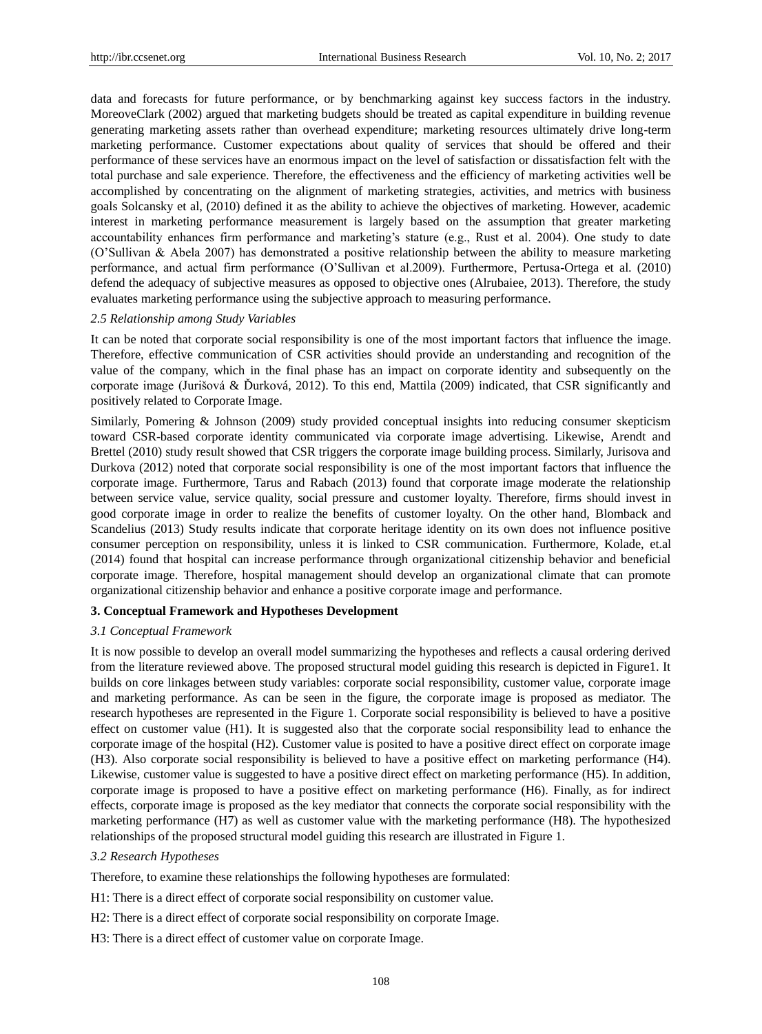data and forecasts for future performance, or by benchmarking against key success factors in the industry. MoreoveClark (2002) argued that marketing budgets should be treated as capital expenditure in building revenue generating marketing assets rather than overhead expenditure; marketing resources ultimately drive long-term marketing performance. Customer expectations about quality of services that should be offered and their performance of these services have an enormous impact on the level of satisfaction or dissatisfaction felt with the total purchase and sale experience. Therefore, the effectiveness and the efficiency of marketing activities well be accomplished by concentrating on the alignment of marketing strategies, activities, and metrics with business goals Solcansky et al, (2010) defined it as the ability to achieve the objectives of marketing. However, academic interest in marketing performance measurement is largely based on the assumption that greater marketing accountability enhances firm performance and marketing's stature (e.g., Rust et al. 2004). One study to date (O'Sullivan & Abela 2007) has demonstrated a positive relationship between the ability to measure marketing performance, and actual firm performance (O'Sullivan et al.2009). Furthermore, Pertusa-Ortega et al. (2010) defend the adequacy of subjective measures as opposed to objective ones (Alrubaiee, 2013). Therefore, the study evaluates marketing performance using the subjective approach to measuring performance.

### *2.5 Relationship among Study Variables*

It can be noted that corporate social responsibility is one of the most important factors that influence the image. Therefore, effective communication of CSR activities should provide an understanding and recognition of the value of the company, which in the final phase has an impact on corporate identity and subsequently on the corporate image (Jurišová & Ďurková, 2012). To this end, Mattila (2009) indicated, that CSR significantly and positively related to Corporate Image.

Similarly, Pomering & Johnson (2009) study provided conceptual insights into reducing consumer skepticism toward CSR-based corporate identity communicated via corporate image advertising. Likewise, Arendt and Brettel (2010) study result showed that CSR triggers the corporate image building process. Similarly, Jurisova and Durkova (2012) noted that corporate social responsibility is one of the most important factors that influence the corporate image. Furthermore, Tarus and Rabach (2013) found that corporate image moderate the relationship between service value, service quality, social pressure and customer loyalty. Therefore, firms should invest in good corporate image in order to realize the benefits of customer loyalty. On the other hand, Blomback and Scandelius (2013) Study results indicate that corporate heritage identity on its own does not influence positive consumer perception on responsibility, unless it is linked to CSR communication. Furthermore, Kolade, et.al (2014) found that hospital can increase performance through organizational citizenship behavior and beneficial corporate image. Therefore, hospital management should develop an organizational climate that can promote organizational citizenship behavior and enhance a positive corporate image and performance.

## **3. Conceptual Framework and Hypotheses Development**

### *3.1 Conceptual Framework*

It is now possible to develop an overall model summarizing the hypotheses and reflects a causal ordering derived from the literature reviewed above. The proposed structural model guiding this research is depicted in Figure1. It builds on core linkages between study variables: corporate social responsibility, customer value, corporate image and marketing performance. As can be seen in the figure, the corporate image is proposed as mediator. The research hypotheses are represented in the Figure 1. Corporate social responsibility is believed to have a positive effect on customer value (H1). It is suggested also that the corporate social responsibility lead to enhance the corporate image of the hospital (H2). Customer value is posited to have a positive direct effect on corporate image (H3). Also corporate social responsibility is believed to have a positive effect on marketing performance (H4). Likewise, customer value is suggested to have a positive direct effect on marketing performance (H5). In addition, corporate image is proposed to have a positive effect on marketing performance (H6). Finally, as for indirect effects, corporate image is proposed as the key mediator that connects the corporate social responsibility with the marketing performance (H7) as well as customer value with the marketing performance (H8). The hypothesized relationships of the proposed structural model guiding this research are illustrated in Figure 1.

### *3.2 Research Hypotheses*

Therefore, to examine these relationships the following hypotheses are formulated:

H1: There is a direct effect of corporate social responsibility on customer value.

H2: There is a direct effect of corporate social responsibility on corporate Image.

H3: There is a direct effect of customer value on corporate Image.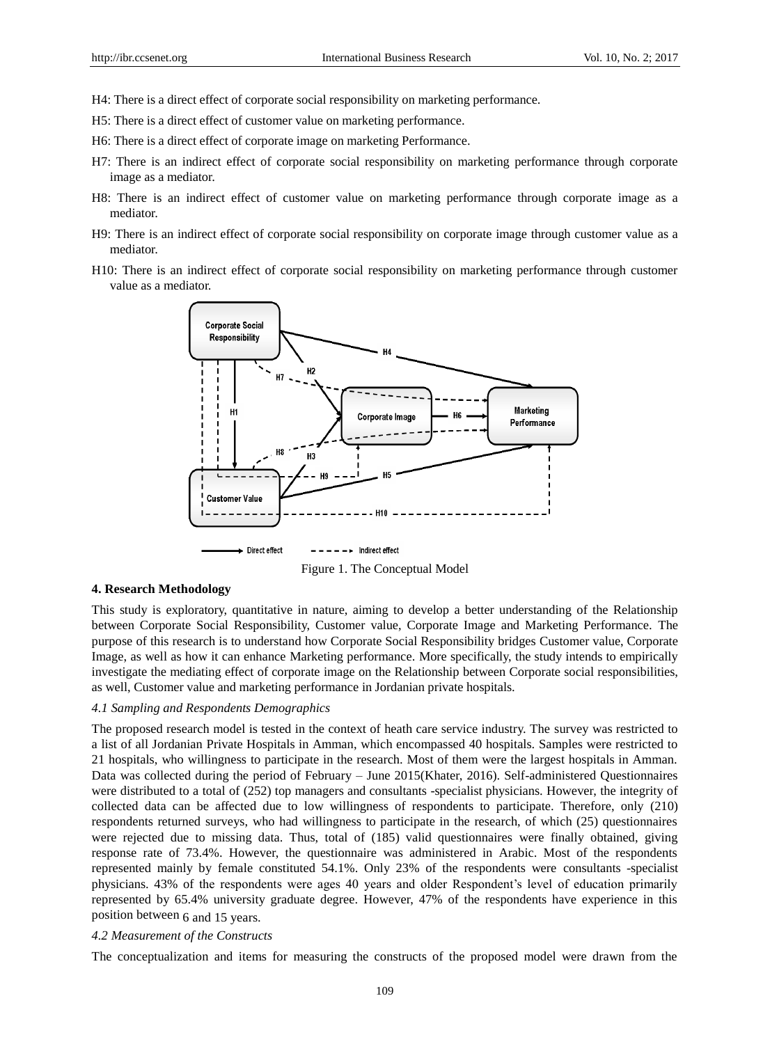H4: There is a direct effect of corporate social responsibility on marketing performance.

H5: There is a direct effect of customer value on marketing performance.

H6: There is a direct effect of corporate image on marketing Performance.

H7: There is an indirect effect of corporate social responsibility on marketing performance through corporate image as a mediator.

H8: There is an indirect effect of customer value on marketing performance through corporate image as a mediator.

H9: There is an indirect effect of corporate social responsibility on corporate image through customer value as a mediator.

H10: There is an indirect effect of corporate social responsibility on marketing performance through customer value as a mediator.

Figure 1. The Conceptual Model

## 4. Research Methodology

This study is exploratory, quantitative in nature, aiming to develop a better understanding of the Relationship between Corporate Social Responsibility, Customer value, Corporate Image and Marketing Performance. The purpose of this research is to understand how Corporate Social Responsibility bridges Customer value, Corporate Image, as well as how it can enhance Marketing performance. More specifically, the study intends to empirically investigate the mediating effect of corporate image on the Relationship between Corporate social responsibilities, as well, Customer value and marketing performance in Jordanian private hospitals.

### *4.1 Sampling and Respondents Demographics*

The proposed research model is tested in the context of heath care service industry. The survey was restricted to a list of all Jordanian Private Hospitals in Amman, which encompassed 40 hospitals. Samples were restricted to 21 hospitals, who willingness to participate in the research. Most of them were the largest hospitals in Amman. Data was collected during the period of February – June 2015(Khater, 2016). Self-administered Questionnaires were distributed to a total of (252) top managers and consultants -specialist physicians. However, the integrity of collected data can be affected due to low willingness of respondents to participate. Therefore, only (210) respondents returned surveys, who had willingness to participate in the research, of which (25) questionnaires were rejected due to missing data. Thus, total of (185) valid questionnaires were finally obtained, giving response rate of 73.4%. However, the questionnaire was administered in Arabic. Most of the respondents represented mainly by female constituted 54.1%. Only 23% of the respondents were consultants -specialist physicians. 43% of the respondents were ages 40 years and older Respondent's level of education primarily represented by 65.4% university graduate degree. However, 47% of the respondents have experience in this position between 6 and 15 years.

### *4.2 Measurement of the Constructs*

The conceptualization and items for measuring the constructs of the proposed model were drawn from the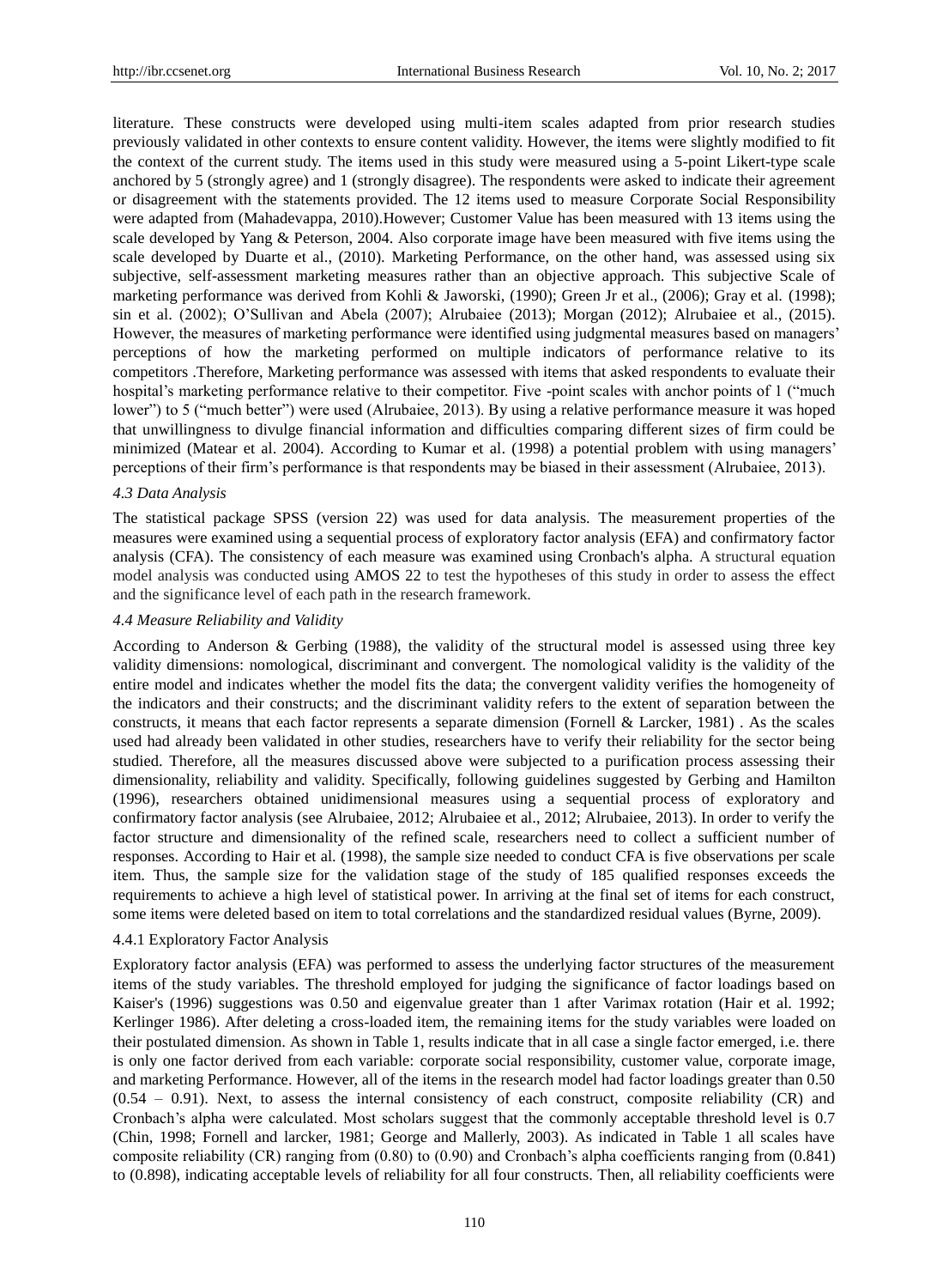literature. These constructs were developed using multi-item scales adapted from prior research studies previously validated in other contexts to ensure content validity. However, the items were slightly modified to fit the context of the current study. The items used in this study were measured using a 5-point Likert-type scale anchored by 5 (strongly agree) and 1 (strongly disagree). The respondents were asked to indicate their agreement or disagreement with the statements provided. The 12 items used to measure Corporate Social Responsibility were adapted from (Mahadevappa, 2010).However; Customer Value has been measured with 13 items using the scale developed by Yang & Peterson, 2004. Also corporate image have been measured with five items using the scale developed by Duarte et al., (2010). Marketing Performance, on the other hand, was assessed using six subjective, self-assessment marketing measures rather than an objective approach. This subjective Scale of marketing performance was derived from Kohli & Jaworski, (1990); Green Jr et al., (2006); Gray et al. (1998); sin et al. (2002); O'Sullivan and Abela (2007); Alrubaiee (2013); Morgan (2012); Alrubaiee et al., (2015). However, the measures of marketing performance were identified using judgmental measures based on managers' perceptions of how the marketing performed on multiple indicators of performance relative to its competitors .Therefore, Marketing performance was assessed with items that asked respondents to evaluate their hospital's marketing performance relative to their competitor. Five -point scales with anchor points of 1 ("much lower") to 5 ("much better") were used (Alrubaiee, 2013). By using a relative performance measure it was hoped that unwillingness to divulge financial information and difficulties comparing different sizes of firm could be minimized (Matear et al. 2004). According to Kumar et al. (1998) a potential problem with using managers' perceptions of their firm's performance is that respondents may be biased in their assessment (Alrubaiee, 2013).

### *4.3 Data Analysis*

The statistical package SPSS (version 22) was used for data analysis. The measurement properties of the measures were examined using a sequential process of exploratory factor analysis (EFA) and confirmatory factor analysis (CFA). The consistency of each measure was examined using Cronbach's alpha. A structural equation model analysis was conducted using AMOS 22 to test the hypotheses of this study in order to assess the effect and the significance level of each path in the research framework.

### *4.4 Measure Reliability and Validity*

According to Anderson & Gerbing (1988), the validity of the structural model is assessed using three key validity dimensions: nomological, discriminant and convergent. The nomological validity is the validity of the entire model and indicates whether the model fits the data; the convergent validity verifies the homogeneity of the indicators and their constructs; and the discriminant validity refers to the extent of separation between the constructs, it means that each factor represents a separate dimension (Fornell & Larcker, 1981) . As the scales used had already been validated in other studies, researchers have to verify their reliability for the sector being studied. Therefore, all the measures discussed above were subjected to a purification process assessing their dimensionality, reliability and validity. Specifically, following guidelines suggested by Gerbing and Hamilton (1996), researchers obtained unidimensional measures using a sequential process of exploratory and confirmatory factor analysis (see Alrubaiee, 2012; Alrubaiee et al., 2012; Alrubaiee, 2013). In order to verify the factor structure and dimensionality of the refined scale, researchers need to collect a sufficient number of responses. According to Hair et al. (1998), the sample size needed to conduct CFA is five observations per scale item. Thus, the sample size for the validation stage of the study of 185 qualified responses exceeds the requirements to achieve a high level of statistical power. In arriving at the final set of items for each construct, some items were deleted based on item to total correlations and the standardized residual values (Byrne, 2009).

#### 4.4.1 Exploratory Factor Analysis

Exploratory factor analysis (EFA) was performed to assess the underlying factor structures of the measurement items of the study variables. The threshold employed for judging the significance of factor loadings based on Kaiser's (1996) suggestions was 0.50 and eigenvalue greater than 1 after Varimax rotation (Hair et al. 1992; Kerlinger 1986). After deleting a cross-loaded item, the remaining items for the study variables were loaded on their postulated dimension. As shown in Table 1, results indicate that in all case a single factor emerged, i.e. there is only one factor derived from each variable: corporate social responsibility, customer value, corporate image, and marketing Performance. However, all of the items in the research model had factor loadings greater than 0.50 (0.54 – 0.91). Next, to assess the internal consistency of each construct, composite reliability (CR) and Cronbach's alpha were calculated. Most scholars suggest that the commonly acceptable threshold level is 0.7 (Chin, 1998; Fornell and larcker, 1981; George and Mallerly, 2003). As indicated in Table 1 all scales have composite reliability (CR) ranging from (0.80) to (0.90) and Cronbach's alpha coefficients ranging from (0.841) to (0.898), indicating acceptable levels of reliability for all four constructs. Then, all reliability coefficients were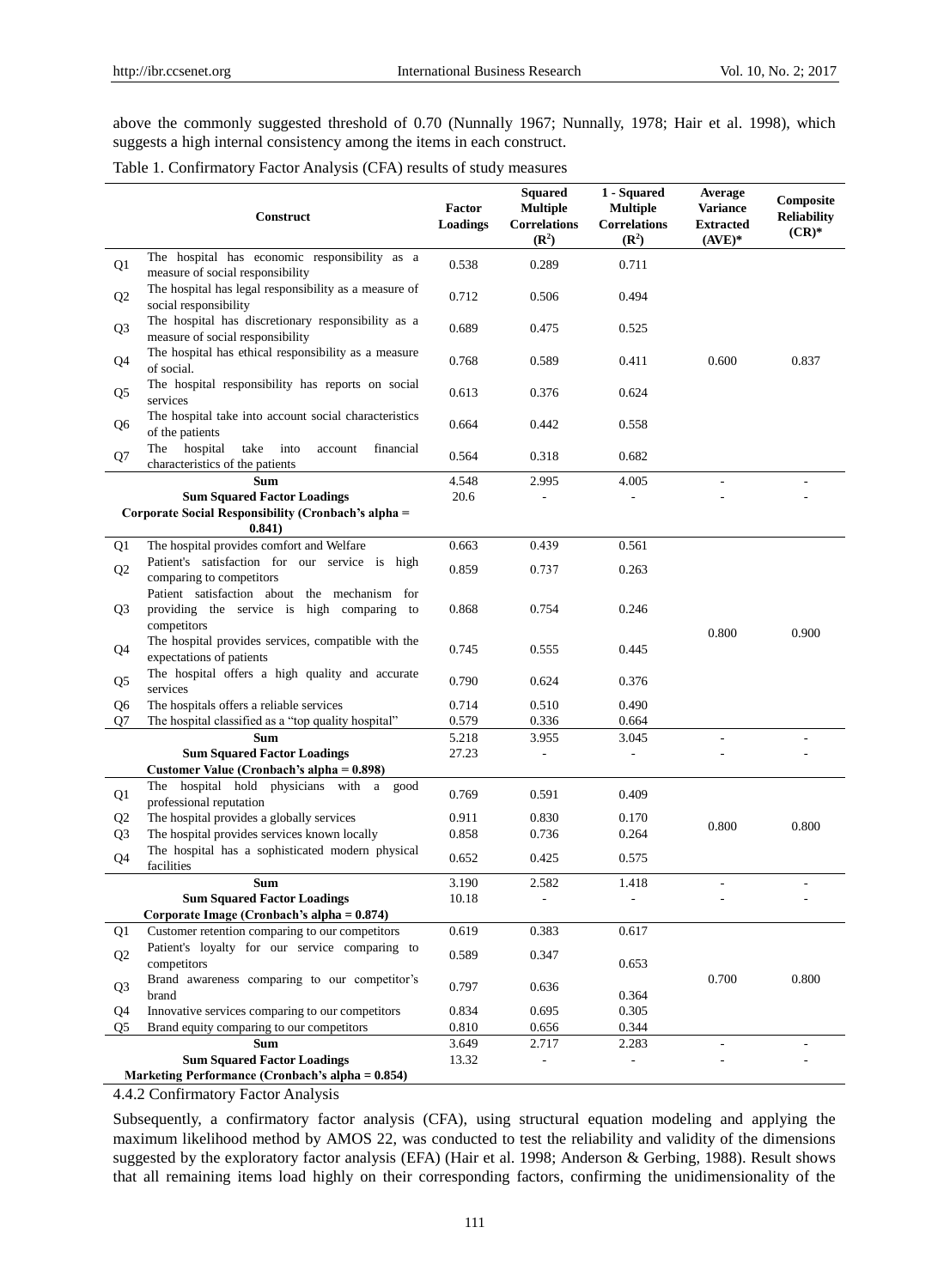above the commonly suggested threshold of 0.70 (Nunnally 1967; Nunnally, 1978; Hair et al. 1998), which suggests a high internal consistency among the items in each construct.

Table 1. Confirmatory Factor Analysis (CFA) results of study measures

| | Construct | Factor Loadings | Squared Multiple Correlations ($R^2$) | 1 - Squared Multiple Correlations ($R^2$) | Average Variance Extracted (AVE)* | Composite Reliability (CR)* |
|---|---|---|---|---|---|---|
| Q1 | The hospital has economic responsibility as a measure of social responsibility | 0.538 | 0.289 | 0.711 | | |
| Q2 | The hospital has legal responsibility as a measure of social responsibility | 0.712 | 0.506 | 0.494 | | |
| Q3 | The hospital has discretionary responsibility as a measure of social responsibility | 0.689 | 0.475 | 0.525 | | |
| Q4 | The hospital has ethical responsibility as a measure of social. | 0.768 | 0.589 | 0.411 | 0.600 | 0.837 |
| Q5 | The hospital responsibility has reports on social services | 0.613 | 0.376 | 0.624 | | |
| Q6 | The hospital take into account social characteristics of the patients | 0.664 | 0.442 | 0.558 | | |
| Q7 | The hospital take into account financial characteristics of the patients | 0.564 | 0.318 | 0.682 | | |
| | **Sum** | 4.548 | 2.995 | 4.005 | - | - |
| | **Sum Squared Factor Loadings** | 20.6 | - | - | - | - |
| | **Corporate Social Responsibility (Cronbach's alpha = 0.841)** | | | | | |
| Q1 | The hospital provides comfort and Welfare | 0.663 | 0.439 | 0.561 | | |
| Q2 | Patient's satisfaction for our service is high comparing to competitors | 0.859 | 0.737 | 0.263 | | |
| Q3 | Patient satisfaction about the mechanism for providing the service is high comparing to competitors | 0.868 | 0.754 | 0.246 | | |
| Q4 | The hospital provides services, compatible with the expectations of patients | 0.745 | 0.555 | 0.445 | 0.800 | 0.900 |
| Q5 | The hospital offers a high quality and accurate services | 0.790 | 0.624 | 0.376 | | |
| Q6 | The hospitals offers a reliable services | 0.714 | 0.510 | 0.490 | | |
| Q7 | The hospital classified as a "top quality hospital" | 0.579 | 0.336 | 0.664 | | |
| | **Sum** | 5.218 | 3.955 | 3.045 | - | - |
| | **Sum Squared Factor Loadings** | 27.23 | - | - | - | - |
| | **Customer Value (Cronbach's alpha = 0.898)** | | | | | |
| Q1 | The hospital hold physicians with a good professional reputation | 0.769 | 0.591 | 0.409 | | |
| Q2 | The hospital provides a globally services | 0.911 | 0.830 | 0.170 | 0.800 | 0.800 |
| Q3 | The hospital provides services known locally | 0.858 | 0.736 | 0.264 | | |
| Q4 | The hospital has a sophisticated modern physical facilities | 0.652 | 0.425 | 0.575 | | |
| | **Sum** | 3.190 | 2.582 | 1.418 | - | - |
| | **Sum Squared Factor Loadings** | 10.18 | - | - | - | - |
| | **Corporate Image (Cronbach's alpha = 0.874)** | | | | | |
| Q1 | Customer retention comparing to our competitors | 0.619 | 0.383 | 0.617 | | |
| Q2 | Patient's loyalty for our service comparing to competitors | 0.589 | 0.347 | 0.653 | | |
| Q3 | Brand awareness comparing to our competitor's brand | 0.797 | 0.636 | 0.364 | 0.700 | 0.800 |
| Q4 | Innovative services comparing to our competitors | 0.834 | 0.695 | 0.305 | | |
| Q5 | Brand equity comparing to our competitors | 0.810 | 0.656 | 0.344 | | |
| | **Sum** | 3.649 | 2.717 | 2.283 | - | - |
| | **Sum Squared Factor Loadings** | 13.32 | - | - | - | - |
| | **Marketing Performance (Cronbach's alpha = 0.854)** | | | | | |

4.4.2 Confirmatory Factor Analysis

Subsequently, a confirmatory factor analysis (CFA), using structural equation modeling and applying the maximum likelihood method by AMOS 22, was conducted to test the reliability and validity of the dimensions suggested by the exploratory factor analysis (EFA) (Hair et al. 1998; Anderson & Gerbing, 1988). Result shows that all remaining items load highly on their corresponding factors, confirming the unidimensionality of the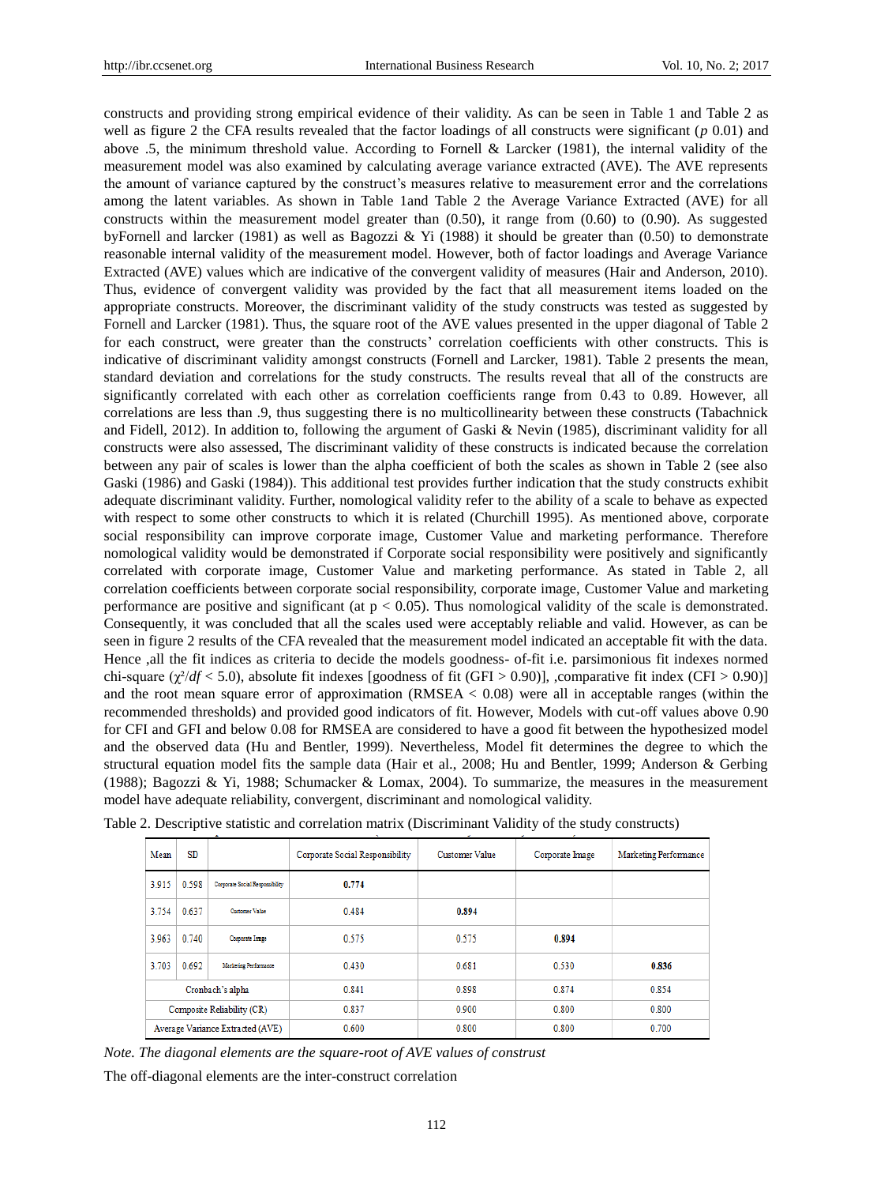constructs and providing strong empirical evidence of their validity. As can be seen in Table 1 and Table 2 as well as figure 2 the CFA results revealed that the factor loadings of all constructs were significant ($p$ 0.01) and above .5, the minimum threshold value. According to Fornell & Larcker (1981), the internal validity of the measurement model was also examined by calculating average variance extracted (AVE). The AVE represents the amount of variance captured by the construct's measures relative to measurement error and the correlations among the latent variables. As shown in Table 1and Table 2 the Average Variance Extracted (AVE) for all constructs within the measurement model greater than (0.50), it range from (0.60) to (0.90). As suggested byFornell and larcker (1981) as well as Bagozzi & Yi (1988) it should be greater than (0.50) to demonstrate reasonable internal validity of the measurement model. However, both of factor loadings and Average Variance Extracted (AVE) values which are indicative of the convergent validity of measures (Hair and Anderson, 2010). Thus, evidence of convergent validity was provided by the fact that all measurement items loaded on the appropriate constructs. Moreover, the discriminant validity of the study constructs was tested as suggested by Fornell and Larcker (1981). Thus, the square root of the AVE values presented in the upper diagonal of Table 2 for each construct, were greater than the constructs' correlation coefficients with other constructs. This is indicative of discriminant validity amongst constructs (Fornell and Larcker, 1981). Table 2 presents the mean, standard deviation and correlations for the study constructs. The results reveal that all of the constructs are significantly correlated with each other as correlation coefficients range from 0.43 to 0.89. However, all correlations are less than .9, thus suggesting there is no multicollinearity between these constructs (Tabachnick and Fidell, 2012). In addition to, following the argument of Gaski & Nevin (1985), discriminant validity for all constructs were also assessed, The discriminant validity of these constructs is indicated because the correlation between any pair of scales is lower than the alpha coefficient of both the scales as shown in Table 2 (see also Gaski (1986) and Gaski (1984)). This additional test provides further indication that the study constructs exhibit adequate discriminant validity. Further, nomological validity refer to the ability of a scale to behave as expected with respect to some other constructs to which it is related (Churchill 1995). As mentioned above, corporate social responsibility can improve corporate image, Customer Value and marketing performance. Therefore nomological validity would be demonstrated if Corporate social responsibility were positively and significantly correlated with corporate image, Customer Value and marketing performance. As stated in Table 2, all correlation coefficients between corporate social responsibility, corporate image, Customer Value and marketing performance are positive and significant (at $p < 0.05$). Thus nomological validity of the scale is demonstrated. Consequently, it was concluded that all the scales used were acceptably reliable and valid. However, as can be seen in figure 2 results of the CFA revealed that the measurement model indicated an acceptable fit with the data. Hence ,all the fit indices as criteria to decide the models goodness- of-fit i.e. parsimonious fit indexes normed chi-square ($\chi^2/df < 5.0$), absolute fit indexes [goodness of fit (GFI > 0.90)], ,comparative fit index (CFI > 0.90)] and the root mean square error of approximation (RMSEA < 0.08) were all in acceptable ranges (within the recommended thresholds) and provided good indicators of fit. However, Models with cut-off values above 0.90 for CFI and GFI and below 0.08 for RMSEA are considered to have a good fit between the hypothesized model and the observed data (Hu and Bentler, 1999). Nevertheless, Model fit determines the degree to which the structural equation model fits the sample data (Hair et al., 2008; Hu and Bentler, 1999; Anderson & Gerbing (1988); Bagozzi & Yi, 1988; Schumacker & Lomax, 2004). To summarize, the measures in the measurement model have adequate reliability, convergent, discriminant and nomological validity.

Table 2. Descriptive statistic and correlation matrix (Discriminant Validity of the study constructs)

| Mean | SD | | Corporate Social Responsibility | Customer Value | Corporate Image | Marketing Performance |
|---|---|---|---|---|---|---|
| 3.915 | 0.598 | Corporate Social Responsibility | **0.774** | | | |
| 3.754 | 0.637 | Customer Value | 0.484 | **0.894** | | |
| 3.963 | 0.740 | Corporate Image | 0.575 | 0.575 | **0.894** | |
| 3.703 | 0.692 | Marketing Performance | 0.430 | 0.681 | 0.530 | **0.836** |
| Cronbach's alpha | | | 0.841 | 0.898 | 0.874 | 0.854 |
| Composite Reliability (CR) | | | 0.837 | 0.900 | 0.800 | 0.800 |
| Average Variance Extracted (AVE) | | | 0.600 | 0.800 | 0.800 | 0.700 |

*Note. The diagonal elements are the square-root of AVE values of construst*

The off-diagonal elements are the inter-construct correlation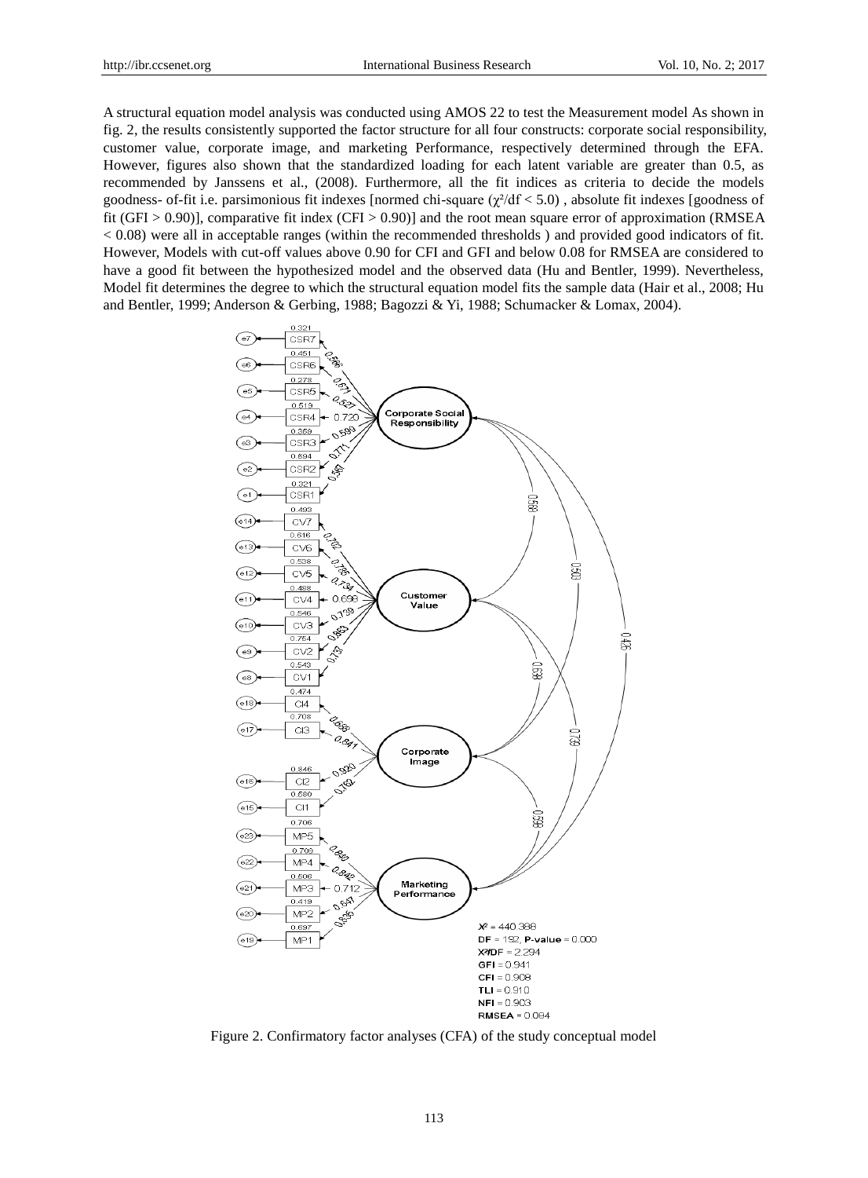A structural equation model analysis was conducted using AMOS 22 to test the Measurement model As shown in fig. 2, the results consistently supported the factor structure for all four constructs: corporate social responsibility, customer value, corporate image, and marketing Performance, respectively determined through the EFA. However, figures also shown that the standardized loading for each latent variable are greater than 0.5, as recommended by Janssens et al., (2008). Furthermore, all the fit indices as criteria to decide the models goodness- of-fit i.e. parsimonious fit indexes [normed chi-square ($\chi^2$/df < 5.0) , absolute fit indexes [goodness of fit (GFI > 0.90)], comparative fit index (CFI > 0.90)] and the root mean square error of approximation (RMSEA < 0.08) were all in acceptable ranges (within the recommended thresholds ) and provided good indicators of fit. However, Models with cut-off values above 0.90 for CFI and GFI and below 0.08 for RMSEA are considered to have a good fit between the hypothesized model and the observed data (Hu and Bentler, 1999). Nevertheless, Model fit determines the degree to which the structural equation model fits the sample data (Hair et al., 2008; Hu and Bentler, 1999; Anderson & Gerbing, 1988; Bagozzi & Yi, 1988; Schumacker & Lomax, 2004).

$X^2$ = 440.388
DF = 192, P-value = 0.000
$X^2$/DF = 2.294
GFI = 0.941
CFI = 0.908
TLI = 0.910
NFI = 0.903
RMSEA = 0.084

Figure 2. Confirmatory factor analyses (CFA) of the study conceptual model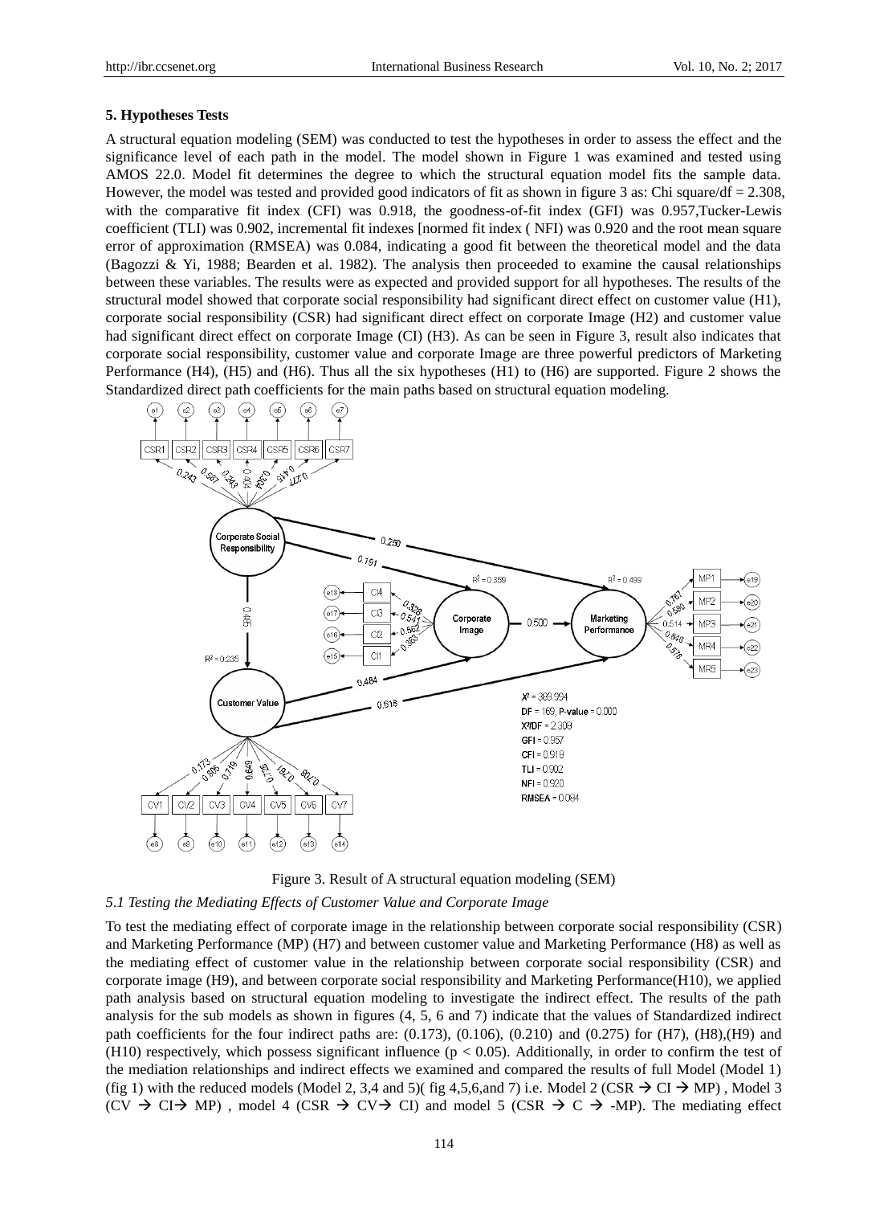## 5. Hypotheses Tests

A structural equation modeling (SEM) was conducted to test the hypotheses in order to assess the effect and the significance level of each path in the model. The model shown in Figure 1 was examined and tested using AMOS 22.0. Model fit determines the degree to which the structural equation model fits the sample data. However, the model was tested and provided good indicators of fit as shown in figure 3 as: Chi square/df = 2.308, with the comparative fit index (CFI) was 0.918, the goodness-of-fit index (GFI) was 0.957,Tucker-Lewis coefficient (TLI) was 0.902, incremental fit indexes [normed fit index ( NFI) was 0.920 and the root mean square error of approximation (RMSEA) was 0.084, indicating a good fit between the theoretical model and the data (Bagozzi & Yi, 1988; Bearden et al. 1982). The analysis then proceeded to examine the causal relationships between these variables. The results were as expected and provided support for all hypotheses. The results of the structural model showed that corporate social responsibility had significant direct effect on customer value (H1), corporate social responsibility (CSR) had significant direct effect on corporate Image (H2) and customer value had significant direct effect on corporate Image (CI) (H3). As can be seen in Figure 3, result also indicates that corporate social responsibility, customer value and corporate Image are three powerful predictors of Marketing Performance (H4), (H5) and (H6). Thus all the six hypotheses (H1) to (H6) are supported. Figure 2 shows the Standardized direct path coefficients for the main paths based on structural equation modeling.

Figure 3. Result of A structural equation modeling (SEM)

### 5.1 Testing the Mediating Effects of Customer Value and Corporate Image

To test the mediating effect of corporate image in the relationship between corporate social responsibility (CSR) and Marketing Performance (MP) (H7) and between customer value and Marketing Performance (H8) as well as the mediating effect of customer value in the relationship between corporate social responsibility (CSR) and corporate image (H9), and between corporate social responsibility and Marketing Performance(H10), we applied path analysis based on structural equation modeling to investigate the indirect effect. The results of the path analysis for the sub models as shown in figures (4, 5, 6 and 7) indicate that the values of Standardized indirect path coefficients for the four indirect paths are: (0.173), (0.106), (0.210) and (0.275) for (H7), (H8),(H9) and (H10) respectively, which possess significant influence ($p < 0.05$). Additionally, in order to confirm the test of the mediation relationships and indirect effects we examined and compared the results of full Model (Model 1) (fig 1) with the reduced models (Model 2, 3,4 and 5)( fig 4,5,6,and 7) i.e. Model 2 (CSR → CI → MP) , Model 3 (CV → CI→ MP) , model 4 (CSR → CV→ CI) and model 5 (CSR → C → -MP). The mediating effect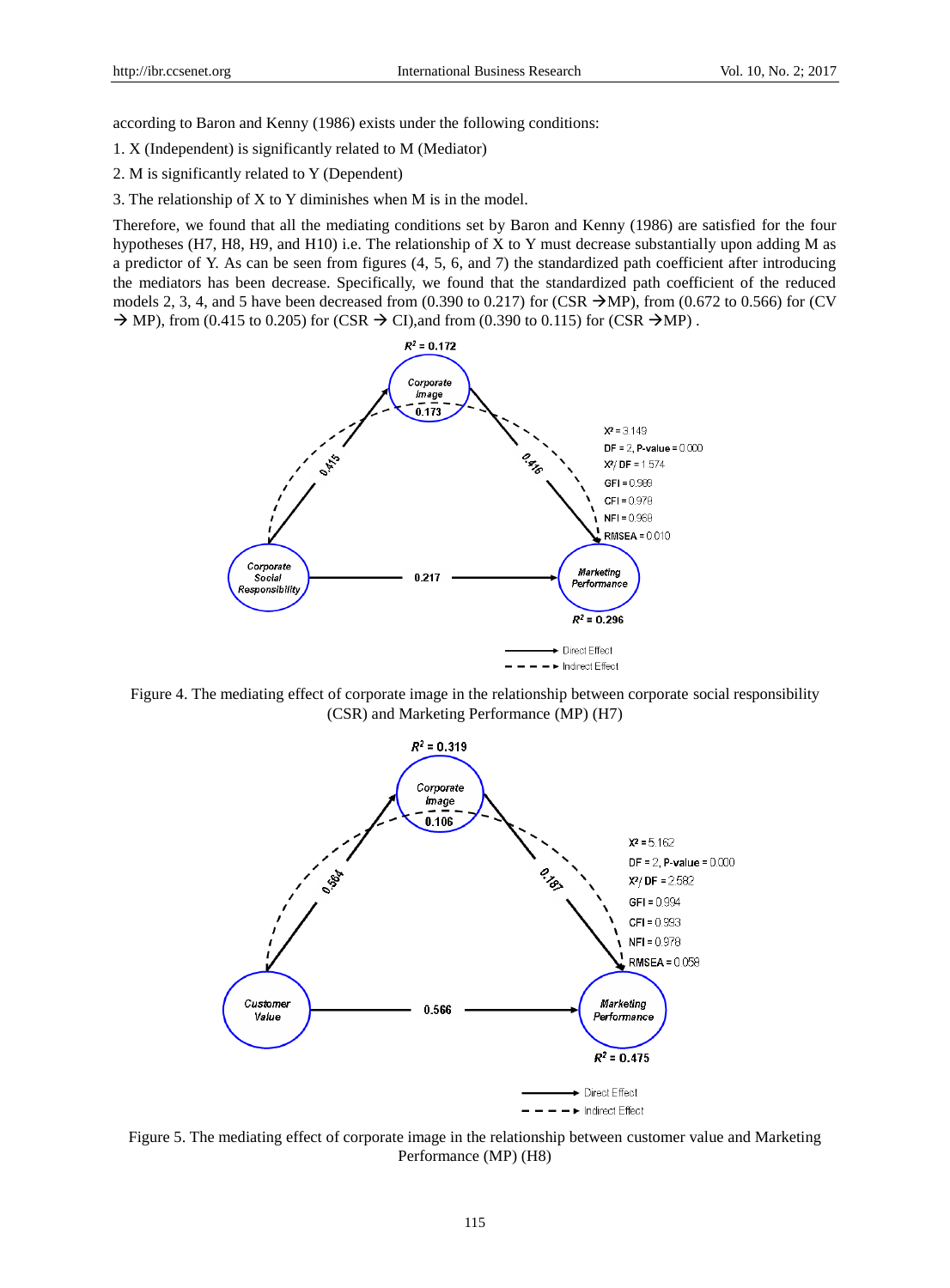according to Baron and Kenny (1986) exists under the following conditions:

1. X (Independent) is significantly related to M (Mediator)
2. M is significantly related to Y (Dependent)
3. The relationship of X to Y diminishes when M is in the model.

Therefore, we found that all the mediating conditions set by Baron and Kenny (1986) are satisfied for the four hypotheses (H7, H8, H9, and H10) i.e. The relationship of X to Y must decrease substantially upon adding M as a predictor of Y. As can be seen from figures (4, 5, 6, and 7) the standardized path coefficient after introducing the mediators has been decrease. Specifically, we found that the standardized path coefficient of the reduced models 2, 3, 4, and 5 have been decreased from (0.390 to 0.217) for (CSR →MP), from (0.672 to 0.566) for (CV → MP), from (0.415 to 0.205) for (CSR → CI),and from (0.390 to 0.115) for (CSR →MP) .

Figure 4. The mediating effect of corporate image in the relationship between corporate social responsibility (CSR) and Marketing Performance (MP) (H7)

Figure 5. The mediating effect of corporate image in the relationship between customer value and Marketing Performance (MP) (H8)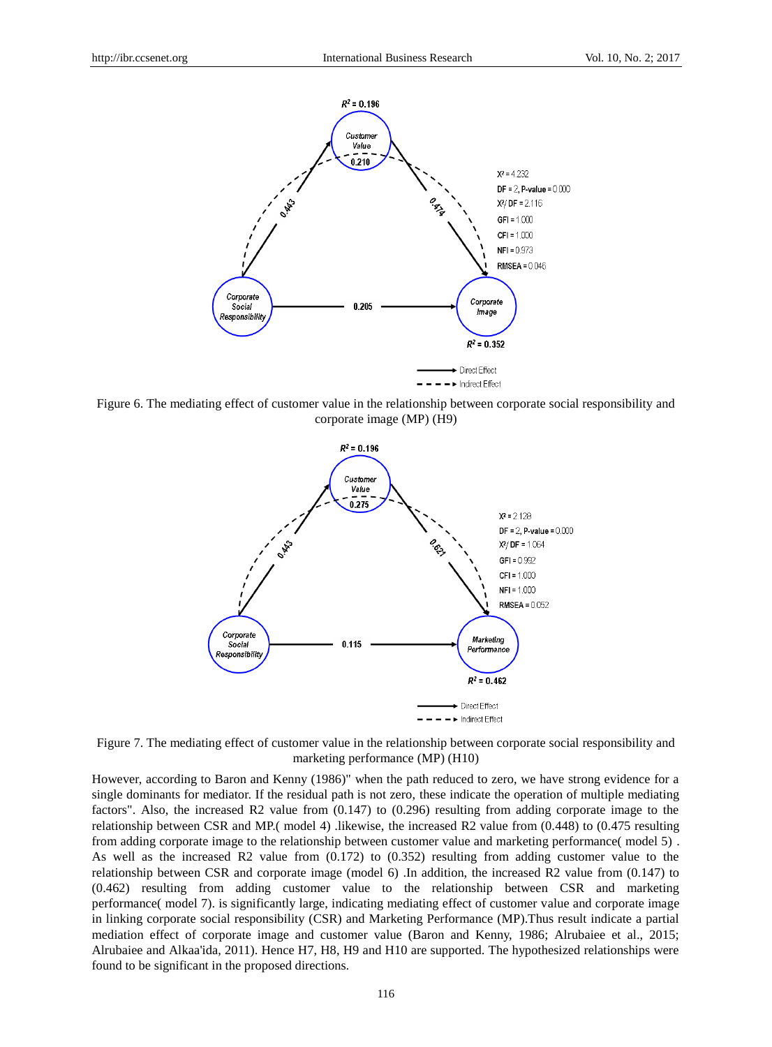Figure 6. The mediating effect of customer value in the relationship between corporate social responsibility and corporate image (MP) (H9)

Figure 7. The mediating effect of customer value in the relationship between corporate social responsibility and marketing performance (MP) (H10)

However, according to Baron and Kenny (1986)" when the path reduced to zero, we have strong evidence for a single dominants for mediator. If the residual path is not zero, these indicate the operation of multiple mediating factors". Also, the increased R2 value from (0.147) to (0.296) resulting from adding corporate image to the relationship between CSR and MP.( model 4) .likewise, the increased R2 value from (0.448) to (0.475 resulting from adding corporate image to the relationship between customer value and marketing performance( model 5) . As well as the increased R2 value from (0.172) to (0.352) resulting from adding customer value to the relationship between CSR and corporate image (model 6) .In addition, the increased R2 value from (0.147) to (0.462) resulting from adding customer value to the relationship between CSR and marketing performance( model 7). is significantly large, indicating mediating effect of customer value and corporate image in linking corporate social responsibility (CSR) and Marketing Performance (MP).Thus result indicate a partial mediation effect of corporate image and customer value (Baron and Kenny, 1986; Alrubaiee et al., 2015; Alrubaiee and Alkaa'ida, 2011). Hence H7, H8, H9 and H10 are supported. The hypothesized relationships were found to be significant in the proposed directions.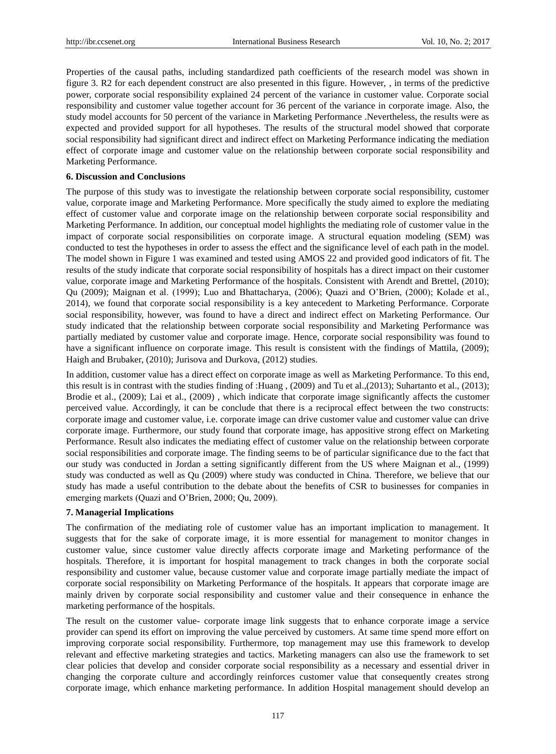Properties of the causal paths, including standardized path coefficients of the research model was shown in figure 3. R2 for each dependent construct are also presented in this figure. However, , in terms of the predictive power, corporate social responsibility explained 24 percent of the variance in customer value. Corporate social responsibility and customer value together account for 36 percent of the variance in corporate image. Also, the study model accounts for 50 percent of the variance in Marketing Performance .Nevertheless, the results were as expected and provided support for all hypotheses. The results of the structural model showed that corporate social responsibility had significant direct and indirect effect on Marketing Performance indicating the mediation effect of corporate image and customer value on the relationship between corporate social responsibility and Marketing Performance.

## 6. Discussion and Conclusions

The purpose of this study was to investigate the relationship between corporate social responsibility, customer value, corporate image and Marketing Performance. More specifically the study aimed to explore the mediating effect of customer value and corporate image on the relationship between corporate social responsibility and Marketing Performance. In addition, our conceptual model highlights the mediating role of customer value in the impact of corporate social responsibilities on corporate image. A structural equation modeling (SEM) was conducted to test the hypotheses in order to assess the effect and the significance level of each path in the model. The model shown in Figure 1 was examined and tested using AMOS 22 and provided good indicators of fit. The results of the study indicate that corporate social responsibility of hospitals has a direct impact on their customer value, corporate image and Marketing Performance of the hospitals. Consistent with Arendt and Brettel, (2010); Qu (2009); Maignan et al. (1999); Luo and Bhattacharya, (2006); Quazi and O'Brien, (2000); Kolade et al., 2014), we found that corporate social responsibility is a key antecedent to Marketing Performance. Corporate social responsibility, however, was found to have a direct and indirect effect on Marketing Performance. Our study indicated that the relationship between corporate social responsibility and Marketing Performance was partially mediated by customer value and corporate image. Hence, corporate social responsibility was found to have a significant influence on corporate image. This result is consistent with the findings of Mattila, (2009); Haigh and Brubaker, (2010); Jurisova and Durkova, (2012) studies.

In addition, customer value has a direct effect on corporate image as well as Marketing Performance. To this end, this result is in contrast with the studies finding of :Huang , (2009) and Tu et al.,(2013); Suhartanto et al., (2013); Brodie et al., (2009); Lai et al., (2009) , which indicate that corporate image significantly affects the customer perceived value. Accordingly, it can be conclude that there is a reciprocal effect between the two constructs: corporate image and customer value, i.e. corporate image can drive customer value and customer value can drive corporate image. Furthermore, our study found that corporate image, has appositive strong effect on Marketing Performance. Result also indicates the mediating effect of customer value on the relationship between corporate social responsibilities and corporate image. The finding seems to be of particular significance due to the fact that our study was conducted in Jordan a setting significantly different from the US where Maignan et al., (1999) study was conducted as well as Qu (2009) where study was conducted in China. Therefore, we believe that our study has made a useful contribution to the debate about the benefits of CSR to businesses for companies in emerging markets (Quazi and O'Brien, 2000; Qu, 2009).

## 7. Managerial Implications

The confirmation of the mediating role of customer value has an important implication to management. It suggests that for the sake of corporate image, it is more essential for management to monitor changes in customer value, since customer value directly affects corporate image and Marketing performance of the hospitals. Therefore, it is important for hospital management to track changes in both the corporate social responsibility and customer value, because customer value and corporate image partially mediate the impact of corporate social responsibility on Marketing Performance of the hospitals. It appears that corporate image are mainly driven by corporate social responsibility and customer value and their consequence in enhance the marketing performance of the hospitals.

The result on the customer value- corporate image link suggests that to enhance corporate image a service provider can spend its effort on improving the value perceived by customers. At same time spend more effort on improving corporate social responsibility. Furthermore, top management may use this framework to develop relevant and effective marketing strategies and tactics. Marketing managers can also use the framework to set clear policies that develop and consider corporate social responsibility as a necessary and essential driver in changing the corporate culture and accordingly reinforces customer value that consequently creates strong corporate image, which enhance marketing performance. In addition Hospital management should develop an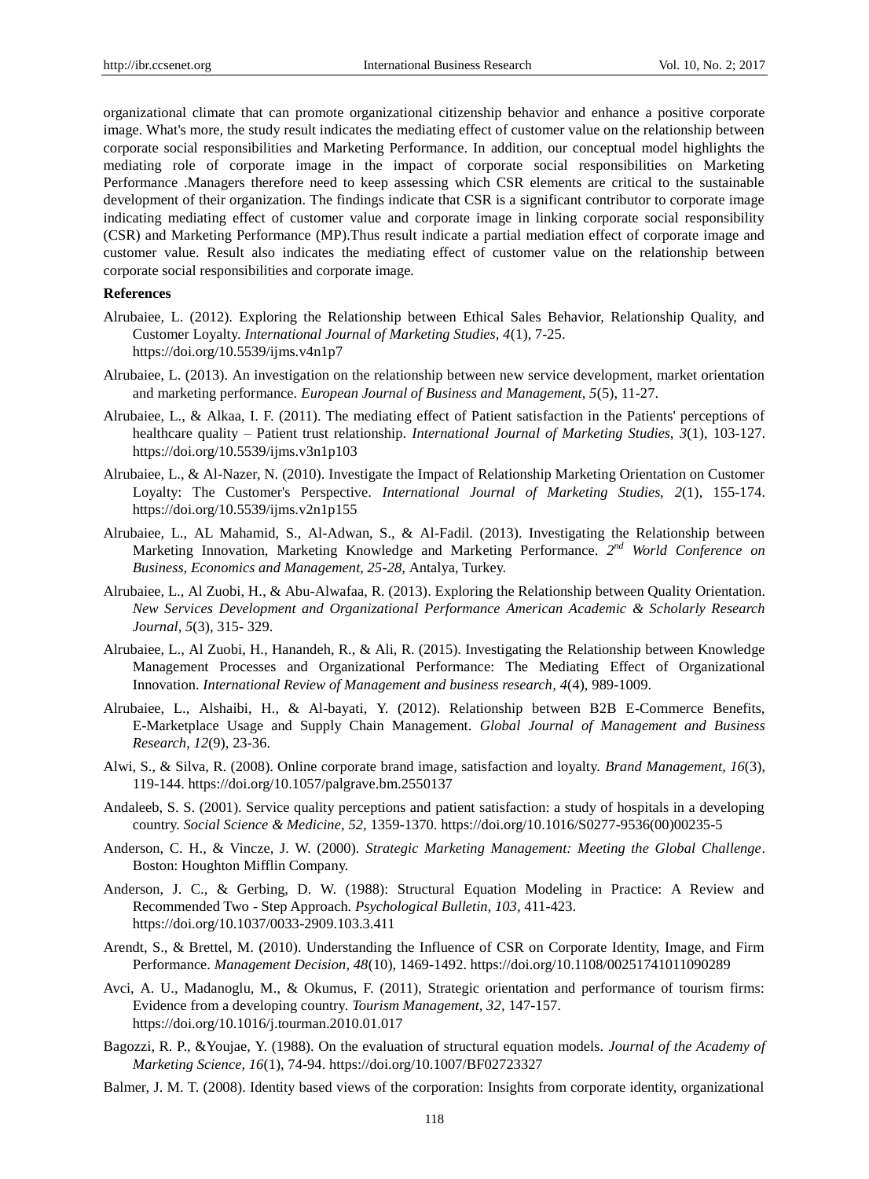organizational climate that can promote organizational citizenship behavior and enhance a positive corporate image. What's more, the study result indicates the mediating effect of customer value on the relationship between corporate social responsibilities and Marketing Performance. In addition, our conceptual model highlights the mediating role of corporate image in the impact of corporate social responsibilities on Marketing Performance .Managers therefore need to keep assessing which CSR elements are critical to the sustainable development of their organization. The findings indicate that CSR is a significant contributor to corporate image indicating mediating effect of customer value and corporate image in linking corporate social responsibility (CSR) and Marketing Performance (MP).Thus result indicate a partial mediation effect of corporate image and customer value. Result also indicates the mediating effect of customer value on the relationship between corporate social responsibilities and corporate image.

**References**

Alrubaiee, L. (2012). Exploring the Relationship between Ethical Sales Behavior, Relationship Quality, and Customer Loyalty. *International Journal of Marketing Studies, 4*(1), 7-25. https://doi.org/10.5539/ijms.v4n1p7

Alrubaiee, L. (2013). An investigation on the relationship between new service development, market orientation and marketing performance. *European Journal of Business and Management, 5*(5), 11-27.

Alrubaiee, L., & Alkaa, I. F. (2011). The mediating effect of Patient satisfaction in the Patients' perceptions of healthcare quality – Patient trust relationship. *International Journal of Marketing Studies, 3*(1), 103-127. https://doi.org/10.5539/ijms.v3n1p103

Alrubaiee, L., & Al-Nazer, N. (2010). Investigate the Impact of Relationship Marketing Orientation on Customer Loyalty: The Customer's Perspective. *International Journal of Marketing Studies, 2*(1), 155-174. https://doi.org/10.5539/ijms.v2n1p155

Alrubaiee, L., AL Mahamid, S., Al-Adwan, S., & Al-Fadil. (2013). Investigating the Relationship between Marketing Innovation, Marketing Knowledge and Marketing Performance. *2nd World Conference on Business, Economics and Management, 25-28,* Antalya, Turkey.

Alrubaiee, L., Al Zuobi, H., & Abu-Alwafaa, R. (2013). Exploring the Relationship between Quality Orientation. *New Services Development and Organizational Performance American Academic & Scholarly Research Journal, 5*(3), 315- 329.

Alrubaiee, L., Al Zuobi, H., Hanandeh, R., & Ali, R. (2015). Investigating the Relationship between Knowledge Management Processes and Organizational Performance: The Mediating Effect of Organizational Innovation. *International Review of Management and business research, 4*(4), 989-1009.

Alrubaiee, L., Alshaibi, H., & Al-bayati, Y. (2012). Relationship between B2B E-Commerce Benefits, E-Marketplace Usage and Supply Chain Management. *Global Journal of Management and Business Research, 12*(9), 23-36.

Alwi, S., & Silva, R. (2008). Online corporate brand image, satisfaction and loyalty. *Brand Management, 16*(3), 119-144. https://doi.org/10.1057/palgrave.bm.2550137

Andaleeb, S. S. (2001). Service quality perceptions and patient satisfaction: a study of hospitals in a developing country. *Social Science & Medicine, 52,* 1359-1370. https://doi.org/10.1016/S0277-9536(00)00235-5

Anderson, C. H., & Vincze, J. W. (2000). *Strategic Marketing Management: Meeting the Global Challenge*. Boston: Houghton Mifflin Company.

Anderson, J. C., & Gerbing, D. W. (1988): Structural Equation Modeling in Practice: A Review and Recommended Two - Step Approach. *Psychological Bulletin, 103*, 411-423. https://doi.org/10.1037/0033-2909.103.3.411

Arendt, S., & Brettel, M. (2010). Understanding the Influence of CSR on Corporate Identity, Image, and Firm Performance. *Management Decision, 48*(10), 1469-1492. https://doi.org/10.1108/00251741011090289

Avci, A. U., Madanoglu, M., & Okumus, F. (2011), Strategic orientation and performance of tourism firms: Evidence from a developing country. *Tourism Management, 32,* 147-157. https://doi.org/10.1016/j.tourman.2010.01.017

Bagozzi, R. P., &Youjae, Y. (1988). On the evaluation of structural equation models. *Journal of the Academy of Marketing Science, 16*(1), 74-94. https://doi.org/10.1007/BF02723327

Balmer, J. M. T. (2008). Identity based views of the corporation: Insights from corporate identity, organizational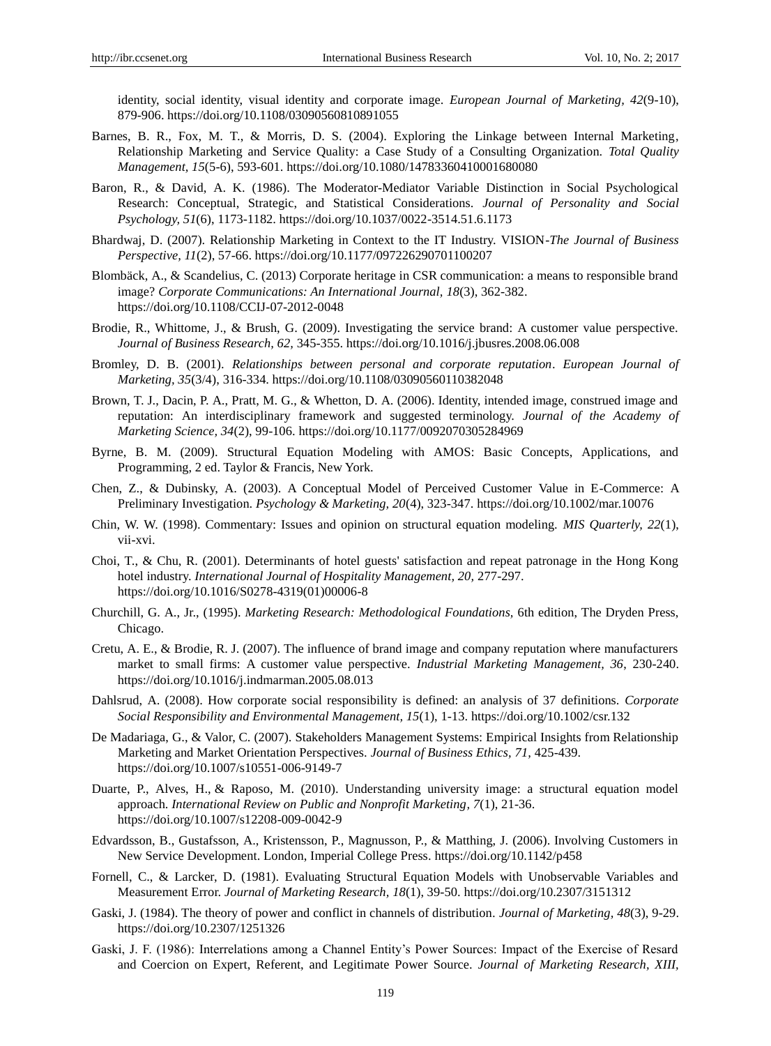identity, social identity, visual identity and corporate image. *European Journal of Marketing, 42*(9-10), 879-906. https://doi.org/10.1108/03090560810891055

Barnes, B. R., Fox, M. T., & Morris, D. S. (2004). Exploring the Linkage between Internal Marketing, Relationship Marketing and Service Quality: a Case Study of a Consulting Organization. *Total Quality Management, 15*(5-6), 593-601. https://doi.org/10.1080/14783360410001680080

Baron, R., & David, A. K. (1986). The Moderator-Mediator Variable Distinction in Social Psychological Research: Conceptual, Strategic, and Statistical Considerations. *Journal of Personality and Social Psychology, 51*(6), 1173-1182. https://doi.org/10.1037/0022-3514.51.6.1173

Bhardwaj, D. (2007). Relationship Marketing in Context to the IT Industry. VISION-*The Journal of Business Perspective, 11*(2), 57-66. https://doi.org/10.1177/097226290701100207

Blombäck, A., & Scandelius, C. (2013) Corporate heritage in CSR communication: a means to responsible brand image? *Corporate Communications: An International Journal, 18*(3), 362-382. https://doi.org/10.1108/CCIJ-07-2012-0048

Brodie, R., Whittome, J., & Brush, G. (2009). Investigating the service brand: A customer value perspective. *Journal of Business Research, 62,* 345-355. https://doi.org/10.1016/j.jbusres.2008.06.008

Bromley, D. B. (2001). *Relationships between personal and corporate reputation*. *European Journal of Marketing, 35*(3/4), 316-334. https://doi.org/10.1108/03090560110382048

Brown, T. J., Dacin, P. A., Pratt, M. G., & Whetton, D. A. (2006). Identity, intended image, construed image and reputation: An interdisciplinary framework and suggested terminology. *Journal of the Academy of Marketing Science, 34*(2), 99-106. https://doi.org/10.1177/0092070305284969

Byrne, B. M. (2009). Structural Equation Modeling with AMOS: Basic Concepts, Applications, and Programming, 2 ed. Taylor & Francis, New York.

Chen, Z., & Dubinsky, A. (2003). A Conceptual Model of Perceived Customer Value in E-Commerce: A Preliminary Investigation. *Psychology & Marketing, 20*(4), 323-347. https://doi.org/10.1002/mar.10076

Chin, W. W. (1998). Commentary: Issues and opinion on structural equation modeling. *MIS Quarterly, 22*(1), vii-xvi.

Choi, T., & Chu, R. (2001). Determinants of hotel guests' satisfaction and repeat patronage in the Hong Kong hotel industry. *International Journal of Hospitality Management, 20,* 277-297. https://doi.org/10.1016/S0278-4319(01)00006-8

Churchill, G. A., Jr., (1995). *Marketing Research: Methodological Foundations,* 6th edition, The Dryden Press, Chicago.

Cretu, A. E., & Brodie, R. J. (2007). The influence of brand image and company reputation where manufacturers market to small firms: A customer value perspective. *Industrial Marketing Management, 36,* 230-240. https://doi.org/10.1016/j.indmarman.2005.08.013

Dahlsrud, A. (2008). How corporate social responsibility is defined: an analysis of 37 definitions. *Corporate Social Responsibility and Environmental Management, 15*(1), 1-13. https://doi.org/10.1002/csr.132

De Madariaga, G., & Valor, C. (2007). Stakeholders Management Systems: Empirical Insights from Relationship Marketing and Market Orientation Perspectives. *Journal of Business Ethics, 71,* 425-439. https://doi.org/10.1007/s10551-006-9149-7

Duarte, P., Alves, H., & Raposo, M. (2010). Understanding university image: a structural equation model approach. *International Review on Public and Nonprofit Marketing, 7*(1), 21-36. https://doi.org/10.1007/s12208-009-0042-9

Edvardsson, B., Gustafsson, A., Kristensson, P., Magnusson, P., & Matthing, J. (2006). Involving Customers in New Service Development. London, Imperial College Press. https://doi.org/10.1142/p458

Fornell, C., & Larcker, D. (1981). Evaluating Structural Equation Models with Unobservable Variables and Measurement Error. *Journal of Marketing Research, 18*(1), 39-50. https://doi.org/10.2307/3151312

Gaski, J. (1984). The theory of power and conflict in channels of distribution. *Journal of Marketing, 48*(3), 9-29. https://doi.org/10.2307/1251326

Gaski, J. F. (1986): Interrelations among a Channel Entity's Power Sources: Impact of the Exercise of Resard and Coercion on Expert, Referent, and Legitimate Power Source. *Journal of Marketing Research, XIII,*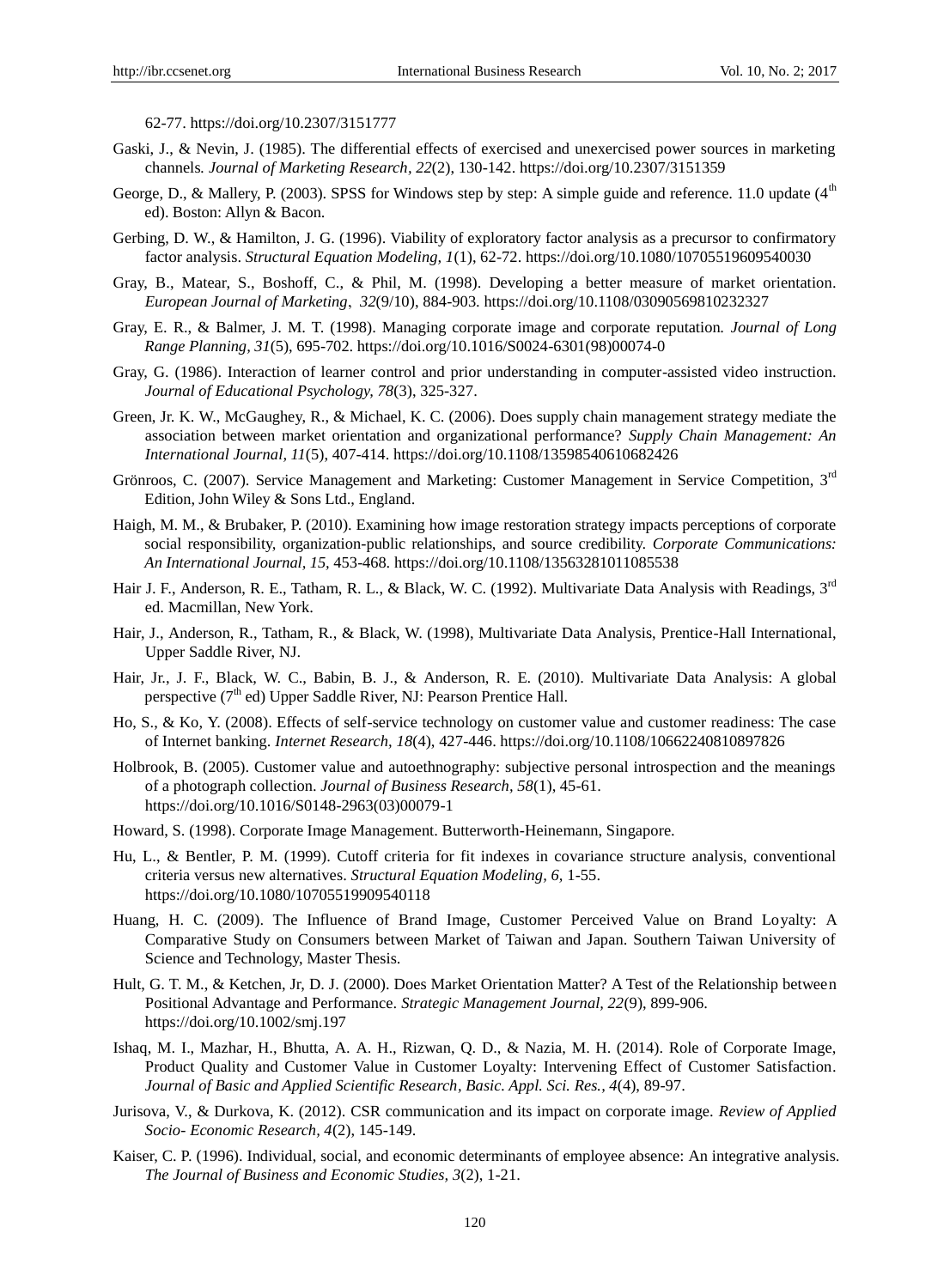62-77. https://doi.org/10.2307/3151777

Gaski, J., & Nevin, J. (1985). The differential effects of exercised and unexercised power sources in marketing channels. *Journal of Marketing Research, 22*(2), 130-142. https://doi.org/10.2307/3151359

George, D., & Mallery, P. (2003). SPSS for Windows step by step: A simple guide and reference. 11.0 update (4th ed). Boston: Allyn & Bacon.

Gerbing, D. W., & Hamilton, J. G. (1996). Viability of exploratory factor analysis as a precursor to confirmatory factor analysis. *Structural Equation Modeling, 1*(1), 62-72. https://doi.org/10.1080/10705519609540030

Gray, B., Matear, S., Boshoff, C., & Phil, M. (1998). Developing a better measure of market orientation. *European Journal of Marketing*, *32*(9/10), 884-903. https://doi.org/10.1108/03090569810232327

Gray, E. R., & Balmer, J. M. T. (1998). Managing corporate image and corporate reputation. *Journal of Long Range Planning, 31*(5), 695-702. https://doi.org/10.1016/S0024-6301(98)00074-0

Gray, G. (1986). Interaction of learner control and prior understanding in computer-assisted video instruction. *Journal of Educational Psychology, 78*(3), 325-327.

Green, Jr. K. W., McGaughey, R., & Michael, K. C. (2006). Does supply chain management strategy mediate the association between market orientation and organizational performance? *Supply Chain Management: An International Journal, 11*(5), 407-414. https://doi.org/10.1108/13598540610682426

Grönroos, C. (2007). Service Management and Marketing: Customer Management in Service Competition, 3rd Edition, John Wiley & Sons Ltd., England.

Haigh, M. M., & Brubaker, P. (2010). Examining how image restoration strategy impacts perceptions of corporate social responsibility, organization-public relationships, and source credibility. *Corporate Communications: An International Journal, 15,* 453-468. https://doi.org/10.1108/13563281011085538

Hair J. F., Anderson, R. E., Tatham, R. L., & Black, W. C. (1992). Multivariate Data Analysis with Readings, 3rd ed. Macmillan, New York.

Hair, J., Anderson, R., Tatham, R., & Black, W. (1998), Multivariate Data Analysis, Prentice-Hall International, Upper Saddle River, NJ.

Hair, Jr., J. F., Black, W. C., Babin, B. J., & Anderson, R. E. (2010). Multivariate Data Analysis: A global perspective (7th ed) Upper Saddle River, NJ: Pearson Prentice Hall.

Ho, S., & Ko, Y. (2008). Effects of self-service technology on customer value and customer readiness: The case of Internet banking. *Internet Research, 18*(4), 427-446. https://doi.org/10.1108/10662240810897826

Holbrook, B. (2005). Customer value and autoethnography: subjective personal introspection and the meanings of a photograph collection. *Journal of Business Research, 58*(1), 45-61. https://doi.org/10.1016/S0148-2963(03)00079-1

Howard, S. (1998). Corporate Image Management. Butterworth-Heinemann, Singapore.

Hu, L., & Bentler, P. M. (1999). Cutoff criteria for fit indexes in covariance structure analysis, conventional criteria versus new alternatives. *Structural Equation Modeling, 6,* 1-55. https://doi.org/10.1080/10705519909540118

Huang, H. C. (2009). The Influence of Brand Image, Customer Perceived Value on Brand Loyalty: A Comparative Study on Consumers between Market of Taiwan and Japan. Southern Taiwan University of Science and Technology, Master Thesis.

Hult, G. T. M., & Ketchen, Jr, D. J. (2000). Does Market Orientation Matter? A Test of the Relationship between Positional Advantage and Performance. *Strategic Management Journal, 22*(9), 899-906. https://doi.org/10.1002/smj.197

Ishaq, M. I., Mazhar, H., Bhutta, A. A. H., Rizwan, Q. D., & Nazia, M. H. (2014). Role of Corporate Image, Product Quality and Customer Value in Customer Loyalty: Intervening Effect of Customer Satisfaction. *Journal of Basic and Applied Scientific Research, Basic. Appl. Sci. Res., 4*(4), 89-97.

Jurisova, V., & Durkova, K. (2012). CSR communication and its impact on corporate image. *Review of Applied Socio- Economic Research, 4*(2), 145-149.

Kaiser, C. P. (1996). Individual, social, and economic determinants of employee absence: An integrative analysis. *The Journal of Business and Economic Studies, 3*(2), 1-21.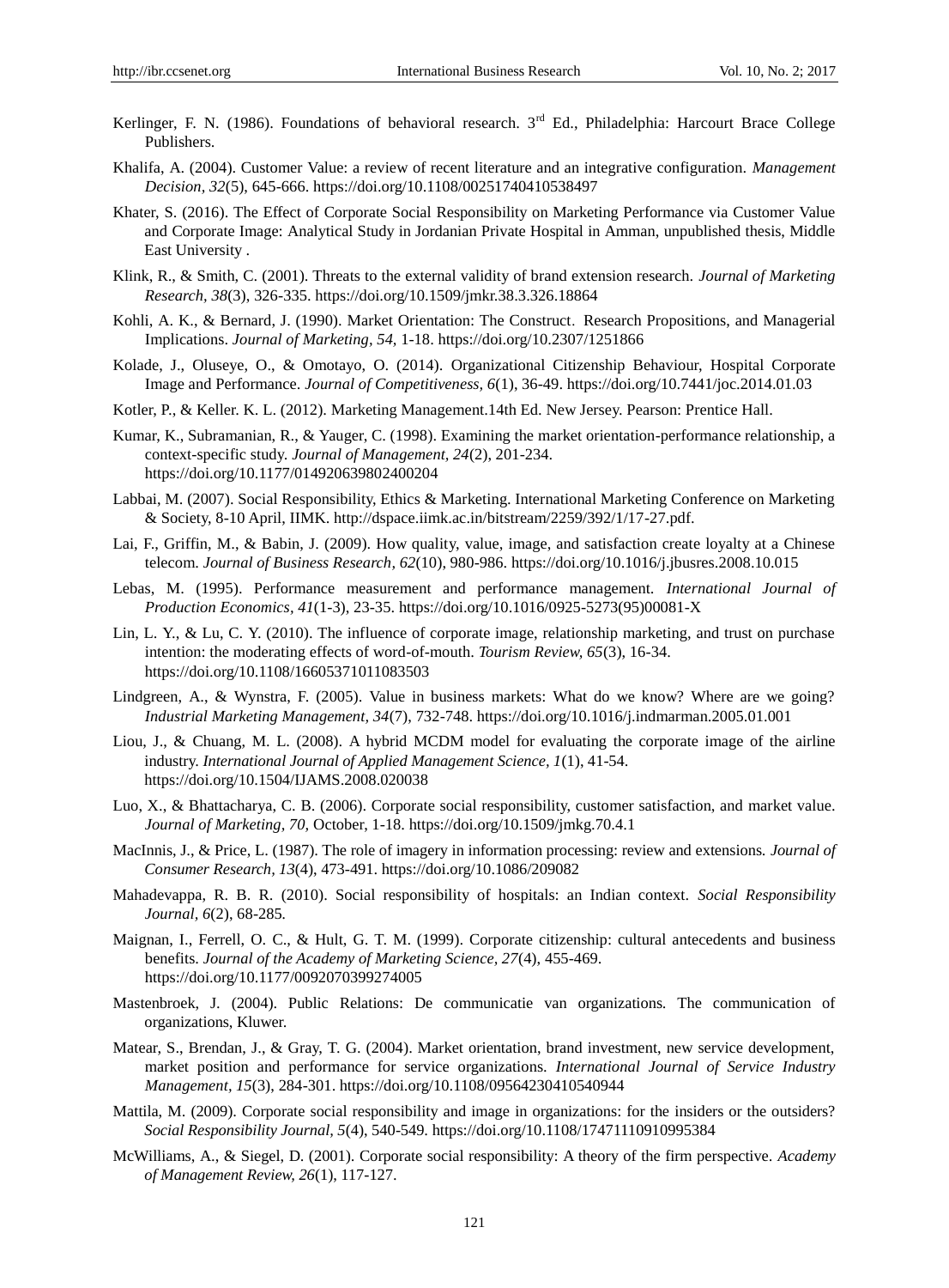Kerlinger, F. N. (1986). Foundations of behavioral research. 3rd Ed., Philadelphia: Harcourt Brace College Publishers.

Khalifa, A. (2004). Customer Value: a review of recent literature and an integrative configuration. *Management Decision, 32*(5), 645-666. https://doi.org/10.1108/00251740410538497

Khater, S. (2016). The Effect of Corporate Social Responsibility on Marketing Performance via Customer Value and Corporate Image: Analytical Study in Jordanian Private Hospital in Amman, unpublished thesis, Middle East University .

Klink, R., & Smith, C. (2001). Threats to the external validity of brand extension research. *Journal of Marketing Research, 38*(3), 326-335. https://doi.org/10.1509/jmkr.38.3.326.18864

Kohli, A. K., & Bernard, J. (1990). Market Orientation: The Construct. Research Propositions, and Managerial Implications. *Journal of Marketing, 54*, 1-18. https://doi.org/10.2307/1251866

Kolade, J., Oluseye, O., & Omotayo, O. (2014). Organizational Citizenship Behaviour, Hospital Corporate Image and Performance. *Journal of Competitiveness, 6*(1), 36-49. https://doi.org/10.7441/joc.2014.01.03

Kotler, P., & Keller. K. L. (2012). Marketing Management.14th Ed. New Jersey. Pearson: Prentice Hall.

Kumar, K., Subramanian, R., & Yauger, C. (1998). Examining the market orientation-performance relationship, a context-specific study. *Journal of Management, 24*(2), 201-234. https://doi.org/10.1177/014920639802400204

Labbai, M. (2007). Social Responsibility, Ethics & Marketing. International Marketing Conference on Marketing & Society, 8-10 April, IIMK. http://dspace.iimk.ac.in/bitstream/2259/392/1/17-27.pdf.

Lai, F., Griffin, M., & Babin, J. (2009). How quality, value, image, and satisfaction create loyalty at a Chinese telecom. *Journal of Business Research, 62*(10), 980-986. https://doi.org/10.1016/j.jbusres.2008.10.015

Lebas, M. (1995). Performance measurement and performance management. *International Journal of Production Economics, 41*(1-3), 23-35. https://doi.org/10.1016/0925-5273(95)00081-X

Lin, L. Y., & Lu, C. Y. (2010). The influence of corporate image, relationship marketing, and trust on purchase intention: the moderating effects of word-of-mouth. *Tourism Review, 65*(3), 16-34. https://doi.org/10.1108/16605371011083503

Lindgreen, A., & Wynstra, F. (2005). Value in business markets: What do we know? Where are we going? *Industrial Marketing Management, 34*(7), 732-748. https://doi.org/10.1016/j.indmarman.2005.01.001

Liou, J., & Chuang, M. L. (2008). A hybrid MCDM model for evaluating the corporate image of the airline industry. *International Journal of Applied Management Science, 1*(1), 41-54. https://doi.org/10.1504/IJAMS.2008.020038

Luo, X., & Bhattacharya, C. B. (2006). Corporate social responsibility, customer satisfaction, and market value. *Journal of Marketing, 70*, October, 1-18. https://doi.org/10.1509/jmkg.70.4.1

MacInnis, J., & Price, L. (1987). The role of imagery in information processing: review and extensions. *Journal of Consumer Research, 13*(4), 473-491. https://doi.org/10.1086/209082

Mahadevappa, R. B. R. (2010). Social responsibility of hospitals: an Indian context. *Social Responsibility Journal, 6*(2), 68-285.

Maignan, I., Ferrell, O. C., & Hult, G. T. M. (1999). Corporate citizenship: cultural antecedents and business benefits. *Journal of the Academy of Marketing Science, 27*(4), 455-469. https://doi.org/10.1177/0092070399274005

Mastenbroek, J. (2004). Public Relations: De communicatie van organizations. The communication of organizations, Kluwer.

Matear, S., Brendan, J., & Gray, T. G. (2004). Market orientation, brand investment, new service development, market position and performance for service organizations. *International Journal of Service Industry Management, 15*(3), 284-301. https://doi.org/10.1108/09564230410540944

Mattila, M. (2009). Corporate social responsibility and image in organizations: for the insiders or the outsiders? *Social Responsibility Journal, 5*(4), 540-549. https://doi.org/10.1108/17471110910995384

McWilliams, A., & Siegel, D. (2001). Corporate social responsibility: A theory of the firm perspective. *Academy of Management Review, 26*(1), 117-127.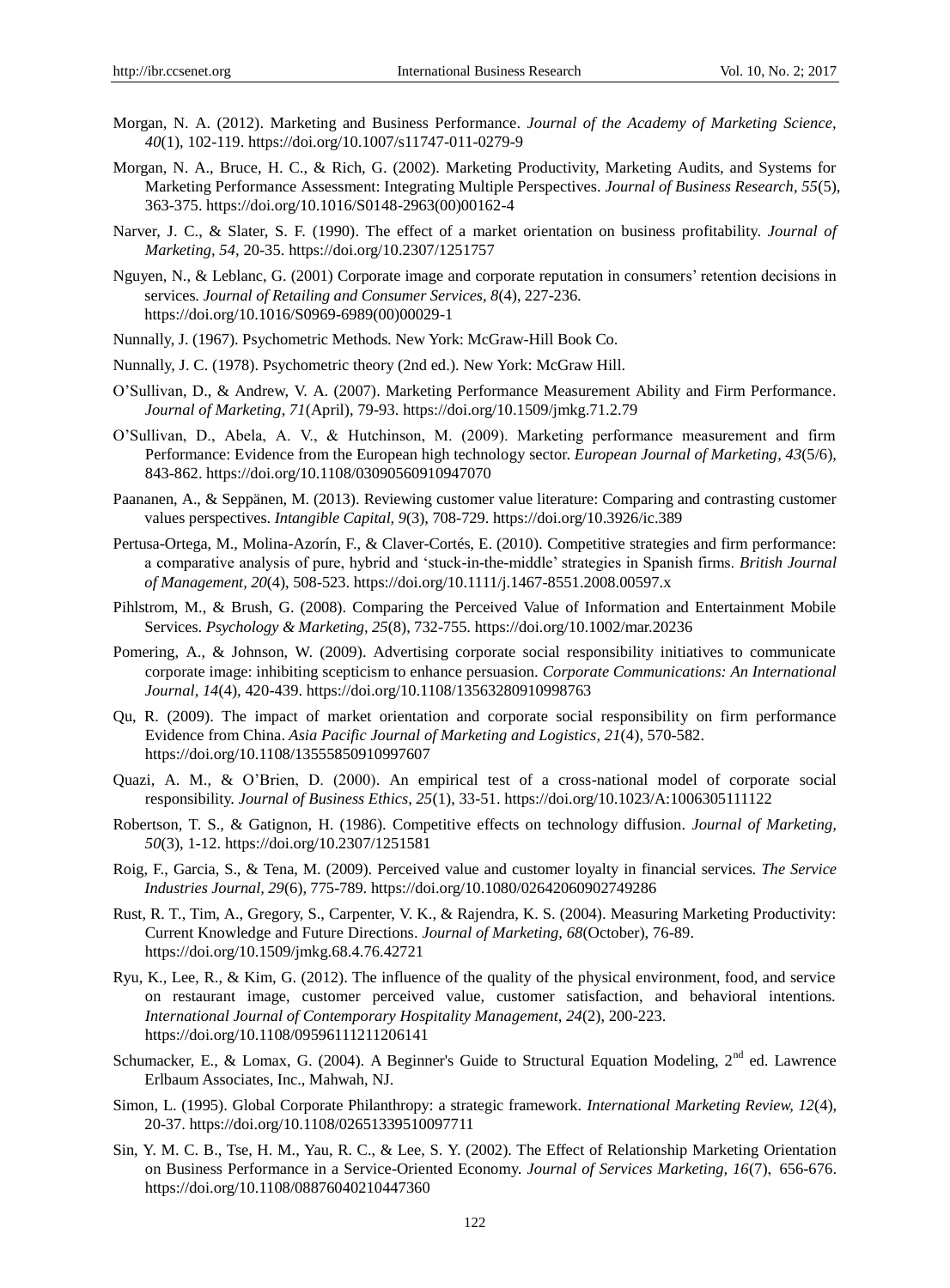Morgan, N. A. (2012). Marketing and Business Performance. *Journal of the Academy of Marketing Science, 40*(1), 102-119. https://doi.org/10.1007/s11747-011-0279-9

Morgan, N. A., Bruce, H. C., & Rich, G. (2002). Marketing Productivity, Marketing Audits, and Systems for Marketing Performance Assessment: Integrating Multiple Perspectives. *Journal of Business Research, 55*(5), 363-375. https://doi.org/10.1016/S0148-2963(00)00162-4

Narver, J. C., & Slater, S. F. (1990). The effect of a market orientation on business profitability. *Journal of Marketing, 54*, 20-35. https://doi.org/10.2307/1251757

Nguyen, N., & Leblanc, G. (2001) Corporate image and corporate reputation in consumers' retention decisions in services. *Journal of Retailing and Consumer Services, 8*(4), 227-236. https://doi.org/10.1016/S0969-6989(00)00029-1

Nunnally, J. (1967). Psychometric Methods. New York: McGraw-Hill Book Co.

Nunnally, J. C. (1978). Psychometric theory (2nd ed.). New York: McGraw Hill.

O'Sullivan, D., & Andrew, V. A. (2007). Marketing Performance Measurement Ability and Firm Performance. *Journal of Marketing, 71*(April), 79-93. https://doi.org/10.1509/jmkg.71.2.79

O'Sullivan, D., Abela, A. V., & Hutchinson, M. (2009). Marketing performance measurement and firm Performance: Evidence from the European high technology sector. *European Journal of Marketing, 43*(5/6), 843-862. https://doi.org/10.1108/03090560910947070

Paananen, A., & Seppänen, M. (2013). Reviewing customer value literature: Comparing and contrasting customer values perspectives. *Intangible Capital, 9*(3), 708-729. https://doi.org/10.3926/ic.389

Pertusa-Ortega, M., Molina-Azorín, F., & Claver-Cortés, E. (2010). Competitive strategies and firm performance: a comparative analysis of pure, hybrid and 'stuck-in-the-middle' strategies in Spanish firms. *British Journal of Management, 20*(4), 508-523. https://doi.org/10.1111/j.1467-8551.2008.00597.x

Pihlstrom, M., & Brush, G. (2008). Comparing the Perceived Value of Information and Entertainment Mobile Services. *Psychology & Marketing, 25*(8), 732-755. https://doi.org/10.1002/mar.20236

Pomering, A., & Johnson, W. (2009). Advertising corporate social responsibility initiatives to communicate corporate image: inhibiting scepticism to enhance persuasion. *Corporate Communications: An International Journal, 14*(4), 420-439. https://doi.org/10.1108/13563280910998763

Qu, R. (2009). The impact of market orientation and corporate social responsibility on firm performance Evidence from China. *Asia Pacific Journal of Marketing and Logistics, 21*(4), 570-582. https://doi.org/10.1108/13555850910997607

Quazi, A. M., & O'Brien, D. (2000). An empirical test of a cross-national model of corporate social responsibility. *Journal of Business Ethics, 25*(1), 33-51. https://doi.org/10.1023/A:1006305111122

Robertson, T. S., & Gatignon, H. (1986). Competitive effects on technology diffusion. *Journal of Marketing, 50*(3), 1-12. https://doi.org/10.2307/1251581

Roig, F., Garcia, S., & Tena, M. (2009). Perceived value and customer loyalty in financial services. *The Service Industries Journal, 29*(6), 775-789. https://doi.org/10.1080/02642060902749286

Rust, R. T., Tim, A., Gregory, S., Carpenter, V. K., & Rajendra, K. S. (2004). Measuring Marketing Productivity: Current Knowledge and Future Directions. *Journal of Marketing, 68*(October), 76-89. https://doi.org/10.1509/jmkg.68.4.76.42721

Ryu, K., Lee, R., & Kim, G. (2012). The influence of the quality of the physical environment, food, and service on restaurant image, customer perceived value, customer satisfaction, and behavioral intentions. *International Journal of Contemporary Hospitality Management, 24*(2), 200-223. https://doi.org/10.1108/09596111211206141

Schumacker, E., & Lomax, G. (2004). A Beginner's Guide to Structural Equation Modeling, 2nd ed. Lawrence Erlbaum Associates, Inc., Mahwah, NJ.

Simon, L. (1995). Global Corporate Philanthropy: a strategic framework. *International Marketing Review, 12*(4), 20-37. https://doi.org/10.1108/02651339510097711

Sin, Y. M. C. B., Tse, H. M., Yau, R. C., & Lee, S. Y. (2002). The Effect of Relationship Marketing Orientation on Business Performance in a Service-Oriented Economy. *Journal of Services Marketing, 16*(7), 656-676. https://doi.org/10.1108/08876040210447360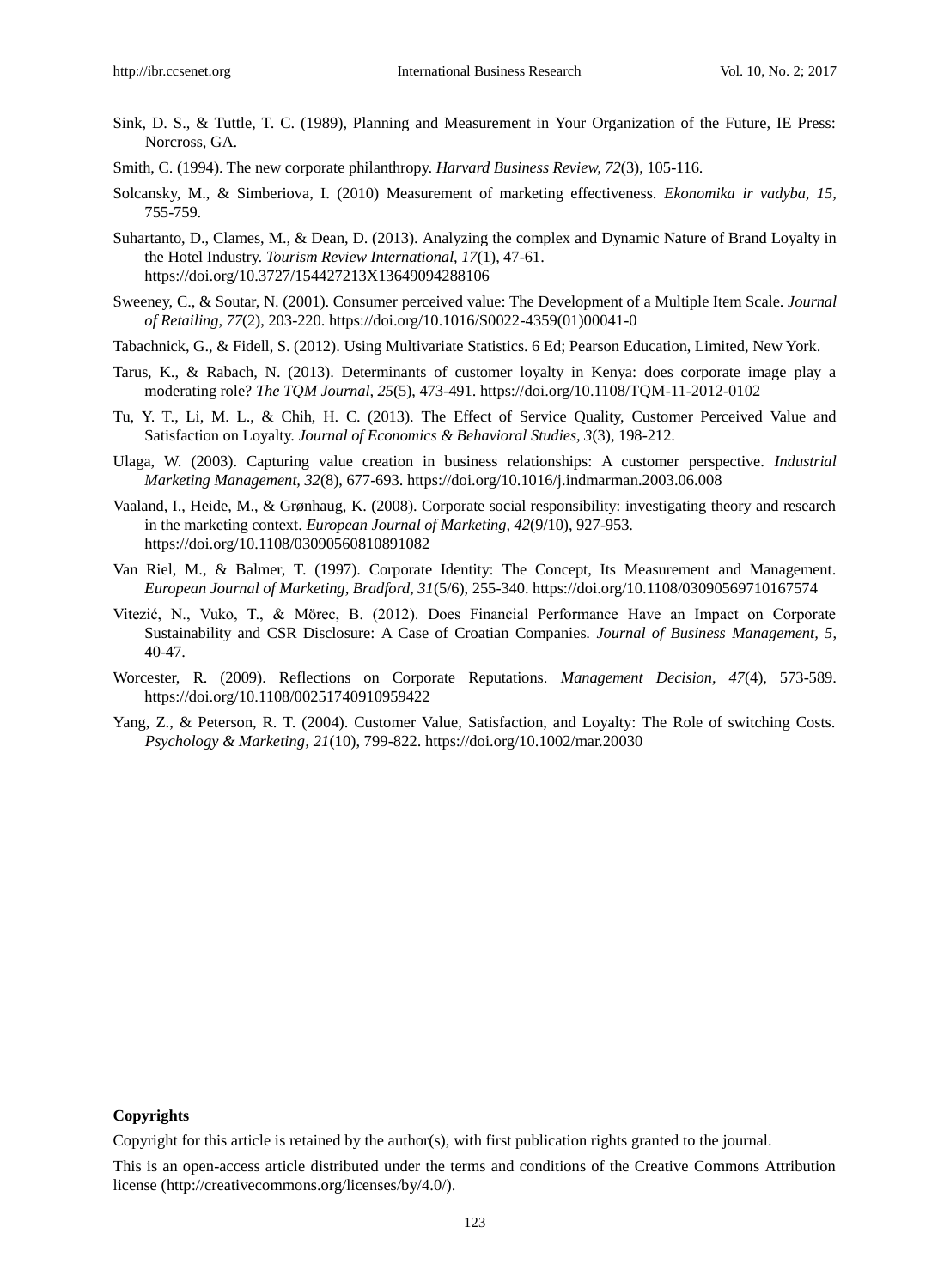Sink, D. S., & Tuttle, T. C. (1989), Planning and Measurement in Your Organization of the Future, IE Press: Norcross, GA.

Smith, C. (1994). The new corporate philanthropy. *Harvard Business Review, 72*(3), 105-116.

Solcansky, M., & Simberiova, I. (2010) Measurement of marketing effectiveness. *Ekonomika ir vadyba, 15,* 755-759.

Suhartanto, D., Clames, M., & Dean, D. (2013). Analyzing the complex and Dynamic Nature of Brand Loyalty in the Hotel Industry. *Tourism Review International, 17*(1), 47-61. https://doi.org/10.3727/154427213X13649094288106

Sweeney, C., & Soutar, N. (2001). Consumer perceived value: The Development of a Multiple Item Scale. *Journal of Retailing, 77*(2), 203-220. https://doi.org/10.1016/S0022-4359(01)00041-0

Tabachnick, G., & Fidell, S. (2012). Using Multivariate Statistics. 6 Ed; Pearson Education, Limited, New York.

Tarus, K., & Rabach, N. (2013). Determinants of customer loyalty in Kenya: does corporate image play a moderating role? *The TQM Journal, 25*(5), 473-491. https://doi.org/10.1108/TQM-11-2012-0102

Tu, Y. T., Li, M. L., & Chih, H. C. (2013). The Effect of Service Quality, Customer Perceived Value and Satisfaction on Loyalty. *Journal of Economics & Behavioral Studies, 3*(3), 198-212.

Ulaga, W. (2003). Capturing value creation in business relationships: A customer perspective. *Industrial Marketing Management, 32*(8), 677-693. https://doi.org/10.1016/j.indmarman.2003.06.008

Vaaland, I., Heide, M., & Grønhaug, K. (2008). Corporate social responsibility: investigating theory and research in the marketing context. *European Journal of Marketing, 42*(9/10), 927-953. https://doi.org/10.1108/03090560810891082

Van Riel, M., & Balmer, T. (1997). Corporate Identity: The Concept, Its Measurement and Management. *European Journal of Marketing, Bradford, 31*(5/6), 255-340. https://doi.org/10.1108/03090569710167574

Vitezić, N., Vuko, T., & Mörec, B. (2012). Does Financial Performance Have an Impact on Corporate Sustainability and CSR Disclosure: A Case of Croatian Companies. *Journal of Business Management, 5,* 40-47.

Worcester, R. (2009). Reflections on Corporate Reputations. *Management Decision, 47*(4), 573-589. https://doi.org/10.1108/00251740910959422

Yang, Z., & Peterson, R. T. (2004). Customer Value, Satisfaction, and Loyalty: The Role of switching Costs. *Psychology & Marketing, 21*(10), 799-822. https://doi.org/10.1002/mar.20030

**Copyrights**

Copyright for this article is retained by the author(s), with first publication rights granted to the journal.

This is an open-access article distributed under the terms and conditions of the Creative Commons Attribution license (http://creativecommons.org/licenses/by/4.0/).